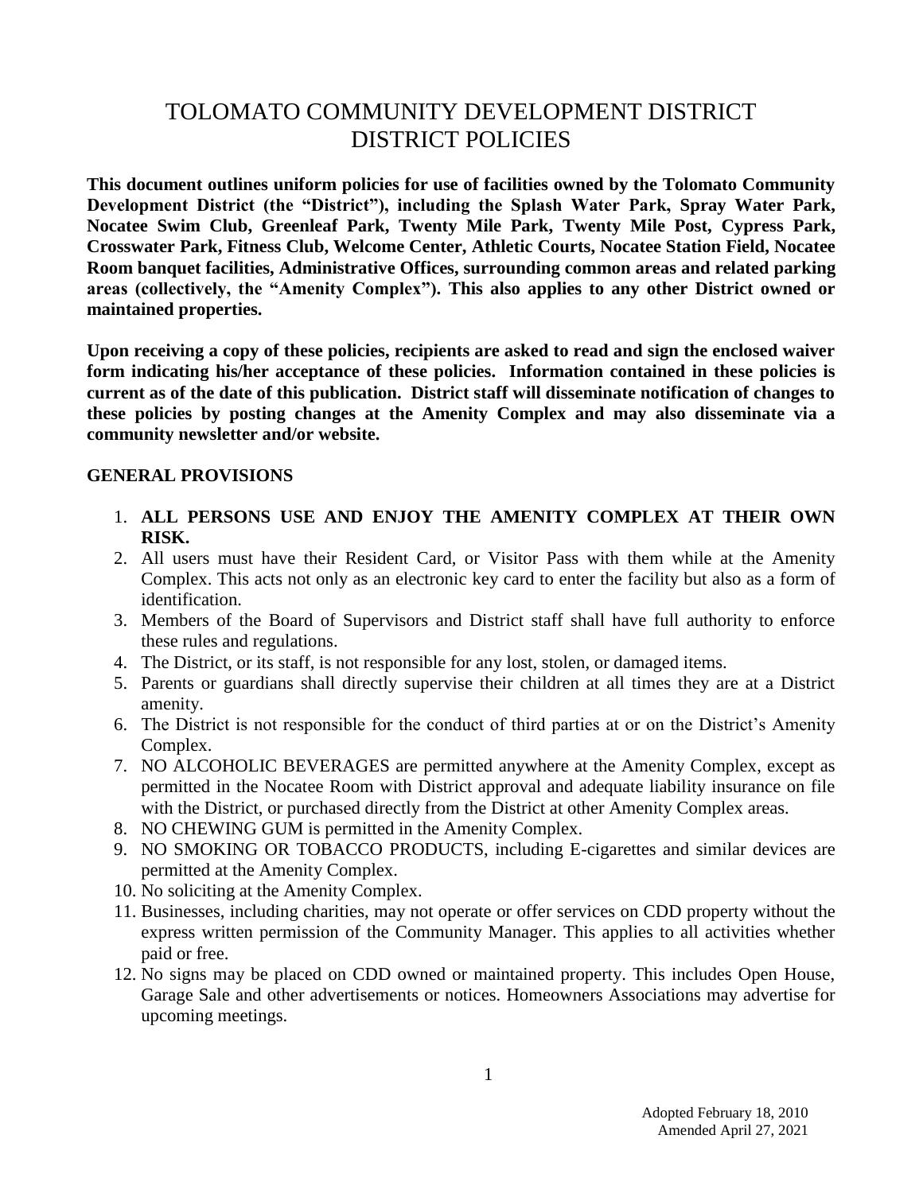# TOLOMATO COMMUNITY DEVELOPMENT DISTRICT
# DISTRICT POLICIES

**This document outlines uniform policies for use of facilities owned by the Tolomato Community Development District (the "District"), including the Splash Water Park, Spray Water Park, Nocatee Swim Club, Greenleaf Park, Twenty Mile Park, Twenty Mile Post, Cypress Park, Crosswater Park, Fitness Club, Welcome Center, Athletic Courts, Nocatee Station Field, Nocatee Room banquet facilities, Administrative Offices, surrounding common areas and related parking areas (collectively, the "Amenity Complex"). This also applies to any other District owned or maintained properties.**

**Upon receiving a copy of these policies, recipients are asked to read and sign the enclosed waiver form indicating his/her acceptance of these policies. Information contained in these policies is current as of the date of this publication. District staff will disseminate notification of changes to these policies by posting changes at the Amenity Complex and may also disseminate via a community newsletter and/or website.**

## GENERAL PROVISIONS

1. **ALL PERSONS USE AND ENJOY THE AMENITY COMPLEX AT THEIR OWN RISK.**
2. All users must have their Resident Card, or Visitor Pass with them while at the Amenity Complex. This acts not only as an electronic key card to enter the facility but also as a form of identification.
3. Members of the Board of Supervisors and District staff shall have full authority to enforce these rules and regulations.
4. The District, or its staff, is not responsible for any lost, stolen, or damaged items.
5. Parents or guardians shall directly supervise their children at all times they are at a District amenity.
6. The District is not responsible for the conduct of third parties at or on the District's Amenity Complex.
7. NO ALCOHOLIC BEVERAGES are permitted anywhere at the Amenity Complex, except as permitted in the Nocatee Room with District approval and adequate liability insurance on file with the District, or purchased directly from the District at other Amenity Complex areas.
8. NO CHEWING GUM is permitted in the Amenity Complex.
9. NO SMOKING OR TOBACCO PRODUCTS, including E-cigarettes and similar devices are permitted at the Amenity Complex.
10. No soliciting at the Amenity Complex.
11. Businesses, including charities, may not operate or offer services on CDD property without the express written permission of the Community Manager. This applies to all activities whether paid or free.
12. No signs may be placed on CDD owned or maintained property. This includes Open House, Garage Sale and other advertisements or notices. Homeowners Associations may advertise for upcoming meetings.

Adopted February 18, 2010
Amended April 27, 2021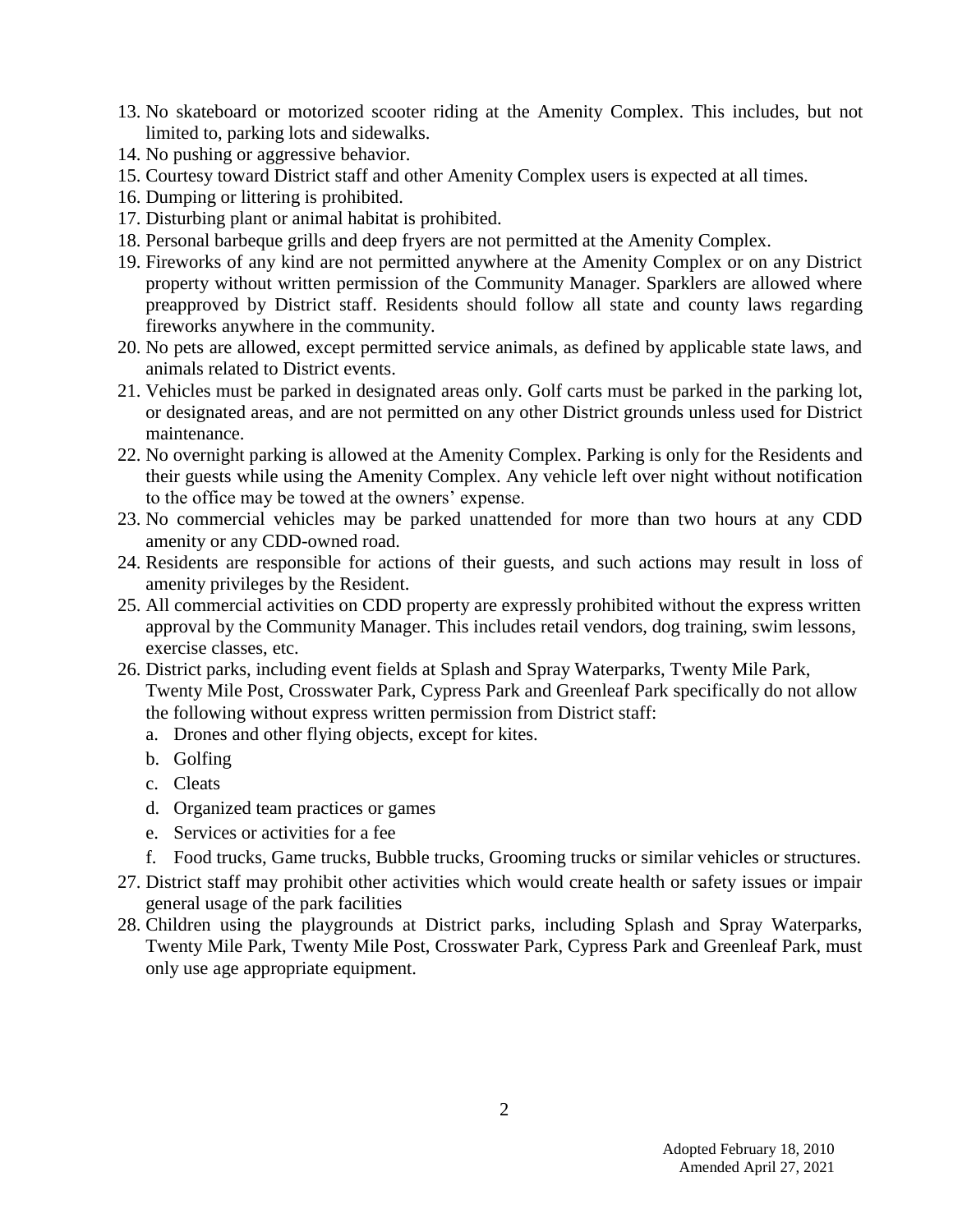13. No skateboard or motorized scooter riding at the Amenity Complex. This includes, but not limited to, parking lots and sidewalks.
14. No pushing or aggressive behavior.
15. Courtesy toward District staff and other Amenity Complex users is expected at all times.
16. Dumping or littering is prohibited.
17. Disturbing plant or animal habitat is prohibited.
18. Personal barbeque grills and deep fryers are not permitted at the Amenity Complex.
19. Fireworks of any kind are not permitted anywhere at the Amenity Complex or on any District property without written permission of the Community Manager. Sparklers are allowed where preapproved by District staff. Residents should follow all state and county laws regarding fireworks anywhere in the community.
20. No pets are allowed, except permitted service animals, as defined by applicable state laws, and animals related to District events.
21. Vehicles must be parked in designated areas only. Golf carts must be parked in the parking lot, or designated areas, and are not permitted on any other District grounds unless used for District maintenance.
22. No overnight parking is allowed at the Amenity Complex. Parking is only for the Residents and their guests while using the Amenity Complex. Any vehicle left over night without notification to the office may be towed at the owners' expense.
23. No commercial vehicles may be parked unattended for more than two hours at any CDD amenity or any CDD-owned road.
24. Residents are responsible for actions of their guests, and such actions may result in loss of amenity privileges by the Resident.
25. All commercial activities on CDD property are expressly prohibited without the express written approval by the Community Manager. This includes retail vendors, dog training, swim lessons, exercise classes, etc.
26. District parks, including event fields at Splash and Spray Waterparks, Twenty Mile Park, Twenty Mile Post, Crosswater Park, Cypress Park and Greenleaf Park specifically do not allow the following without express written permission from District staff:
    a. Drones and other flying objects, except for kites.
    b. Golfing
    c. Cleats
    d. Organized team practices or games
    e. Services or activities for a fee
    f. Food trucks, Game trucks, Bubble trucks, Grooming trucks or similar vehicles or structures.
27. District staff may prohibit other activities which would create health or safety issues or impair general usage of the park facilities
28. Children using the playgrounds at District parks, including Splash and Spray Waterparks, Twenty Mile Park, Twenty Mile Post, Crosswater Park, Cypress Park and Greenleaf Park, must only use age appropriate equipment.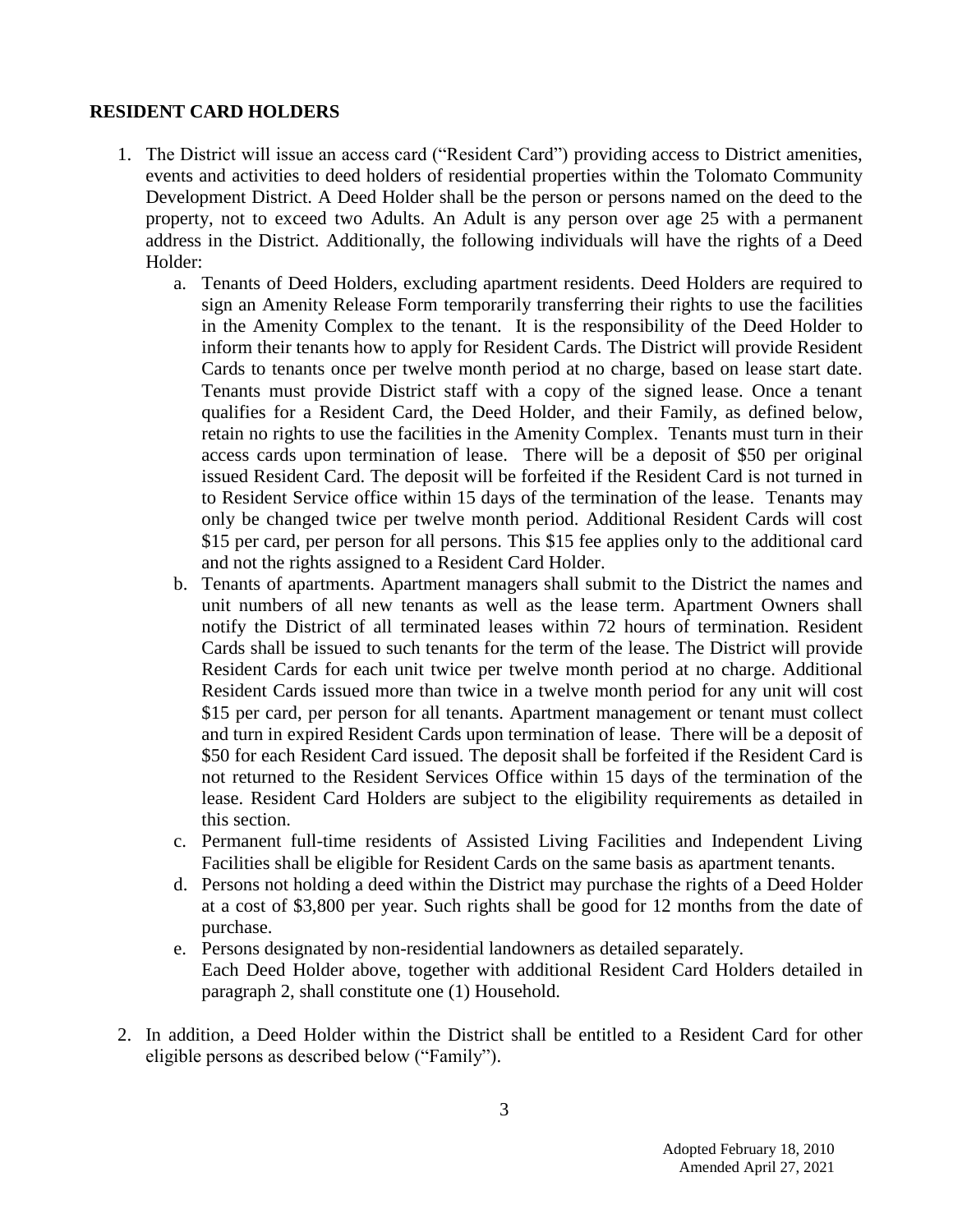## RESIDENT CARD HOLDERS

1. The District will issue an access card ("Resident Card") providing access to District amenities, events and activities to deed holders of residential properties within the Tolomato Community Development District. A Deed Holder shall be the person or persons named on the deed to the property, not to exceed two Adults. An Adult is any person over age 25 with a permanent address in the District. Additionally, the following individuals will have the rights of a Deed Holder:
   a. Tenants of Deed Holders, excluding apartment residents. Deed Holders are required to sign an Amenity Release Form temporarily transferring their rights to use the facilities in the Amenity Complex to the tenant. It is the responsibility of the Deed Holder to inform their tenants how to apply for Resident Cards. The District will provide Resident Cards to tenants once per twelve month period at no charge, based on lease start date. Tenants must provide District staff with a copy of the signed lease. Once a tenant qualifies for a Resident Card, the Deed Holder, and their Family, as defined below, retain no rights to use the facilities in the Amenity Complex. Tenants must turn in their access cards upon termination of lease. There will be a deposit of $50 per original issued Resident Card. The deposit will be forfeited if the Resident Card is not turned in to Resident Service office within 15 days of the termination of the lease. Tenants may only be changed twice per twelve month period. Additional Resident Cards will cost $15 per card, per person for all persons. This $15 fee applies only to the additional card and not the rights assigned to a Resident Card Holder.
   b. Tenants of apartments. Apartment managers shall submit to the District the names and unit numbers of all new tenants as well as the lease term. Apartment Owners shall notify the District of all terminated leases within 72 hours of termination. Resident Cards shall be issued to such tenants for the term of the lease. The District will provide Resident Cards for each unit twice per twelve month period at no charge. Additional Resident Cards issued more than twice in a twelve month period for any unit will cost $15 per card, per person for all tenants. Apartment management or tenant must collect and turn in expired Resident Cards upon termination of lease. There will be a deposit of $50 for each Resident Card issued. The deposit shall be forfeited if the Resident Card is not returned to the Resident Services Office within 15 days of the termination of the lease. Resident Card Holders are subject to the eligibility requirements as detailed in this section.
   c. Permanent full-time residents of Assisted Living Facilities and Independent Living Facilities shall be eligible for Resident Cards on the same basis as apartment tenants.
   d. Persons not holding a deed within the District may purchase the rights of a Deed Holder at a cost of $3,800 per year. Such rights shall be good for 12 months from the date of purchase.
   e. Persons designated by non-residential landowners as detailed separately.

   Each Deed Holder above, together with additional Resident Card Holders detailed in paragraph 2, shall constitute one (1) Household.

2. In addition, a Deed Holder within the District shall be entitled to a Resident Card for other eligible persons as described below ("Family").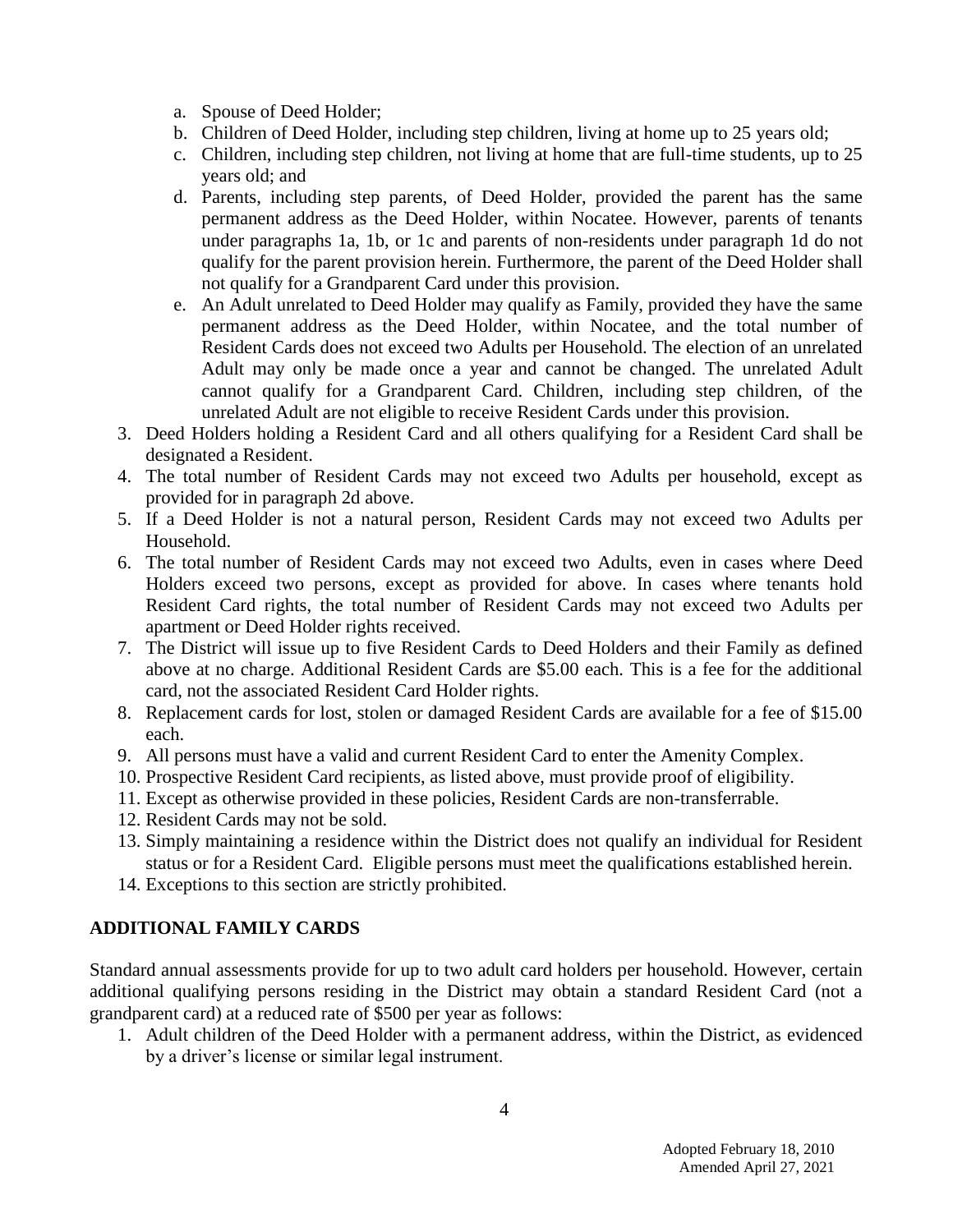a. Spouse of Deed Holder;
   b. Children of Deed Holder, including step children, living at home up to 25 years old;
   c. Children, including step children, not living at home that are full-time students, up to 25 years old; and
   d. Parents, including step parents, of Deed Holder, provided the parent has the same permanent address as the Deed Holder, within Nocatee. However, parents of tenants under paragraphs 1a, 1b, or 1c and parents of non-residents under paragraph 1d do not qualify for the parent provision herein. Furthermore, the parent of the Deed Holder shall not qualify for a Grandparent Card under this provision.
   e. An Adult unrelated to Deed Holder may qualify as Family, provided they have the same permanent address as the Deed Holder, within Nocatee, and the total number of Resident Cards does not exceed two Adults per Household. The election of an unrelated Adult may only be made once a year and cannot be changed. The unrelated Adult cannot qualify for a Grandparent Card. Children, including step children, of the unrelated Adult are not eligible to receive Resident Cards under this provision.

3. Deed Holders holding a Resident Card and all others qualifying for a Resident Card shall be designated a Resident.
4. The total number of Resident Cards may not exceed two Adults per household, except as provided for in paragraph 2d above.
5. If a Deed Holder is not a natural person, Resident Cards may not exceed two Adults per Household.
6. The total number of Resident Cards may not exceed two Adults, even in cases where Deed Holders exceed two persons, except as provided for above. In cases where tenants hold Resident Card rights, the total number of Resident Cards may not exceed two Adults per apartment or Deed Holder rights received.
7. The District will issue up to five Resident Cards to Deed Holders and their Family as defined above at no charge. Additional Resident Cards are $5.00 each. This is a fee for the additional card, not the associated Resident Card Holder rights.
8. Replacement cards for lost, stolen or damaged Resident Cards are available for a fee of $15.00 each.
9. All persons must have a valid and current Resident Card to enter the Amenity Complex.
10. Prospective Resident Card recipients, as listed above, must provide proof of eligibility.
11. Except as otherwise provided in these policies, Resident Cards are non-transferrable.
12. Resident Cards may not be sold.
13. Simply maintaining a residence within the District does not qualify an individual for Resident status or for a Resident Card. Eligible persons must meet the qualifications established herein.
14. Exceptions to this section are strictly prohibited.

## ADDITIONAL FAMILY CARDS

Standard annual assessments provide for up to two adult card holders per household. However, certain additional qualifying persons residing in the District may obtain a standard Resident Card (not a grandparent card) at a reduced rate of $500 per year as follows:

1. Adult children of the Deed Holder with a permanent address, within the District, as evidenced by a driver's license or similar legal instrument.

Adopted February 18, 2010
Amended April 27, 2021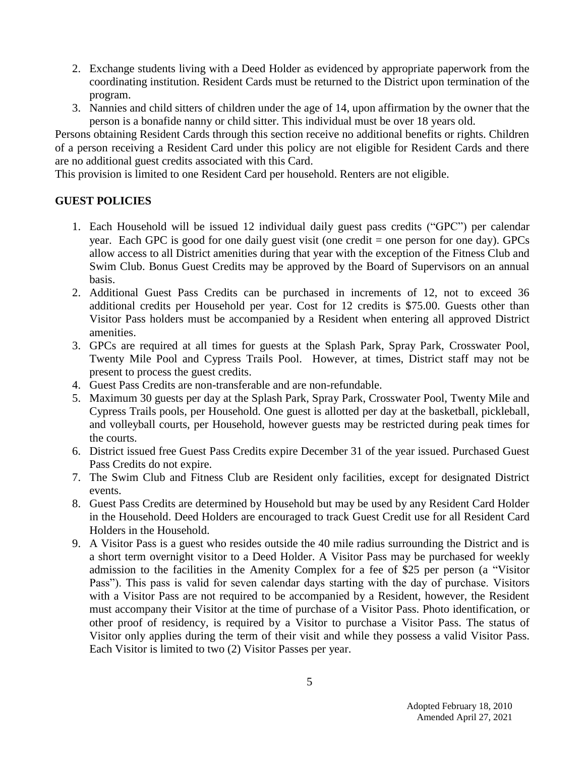2. Exchange students living with a Deed Holder as evidenced by appropriate paperwork from the coordinating institution. Resident Cards must be returned to the District upon termination of the program.
3. Nannies and child sitters of children under the age of 14, upon affirmation by the owner that the person is a bonafide nanny or child sitter. This individual must be over 18 years old.

Persons obtaining Resident Cards through this section receive no additional benefits or rights. Children of a person receiving a Resident Card under this policy are not eligible for Resident Cards and there are no additional guest credits associated with this Card.

This provision is limited to one Resident Card per household. Renters are not eligible.

## GUEST POLICIES

1. Each Household will be issued 12 individual daily guest pass credits ("GPC") per calendar year. Each GPC is good for one daily guest visit (one credit = one person for one day). GPCs allow access to all District amenities during that year with the exception of the Fitness Club and Swim Club. Bonus Guest Credits may be approved by the Board of Supervisors on an annual basis.
2. Additional Guest Pass Credits can be purchased in increments of 12, not to exceed 36 additional credits per Household per year. Cost for 12 credits is $75.00. Guests other than Visitor Pass holders must be accompanied by a Resident when entering all approved District amenities.
3. GPCs are required at all times for guests at the Splash Park, Spray Park, Crosswater Pool, Twenty Mile Pool and Cypress Trails Pool. However, at times, District staff may not be present to process the guest credits.
4. Guest Pass Credits are non-transferable and are non-refundable.
5. Maximum 30 guests per day at the Splash Park, Spray Park, Crosswater Pool, Twenty Mile and Cypress Trails pools, per Household. One guest is allotted per day at the basketball, pickleball, and volleyball courts, per Household, however guests may be restricted during peak times for the courts.
6. District issued free Guest Pass Credits expire December 31 of the year issued. Purchased Guest Pass Credits do not expire.
7. The Swim Club and Fitness Club are Resident only facilities, except for designated District events.
8. Guest Pass Credits are determined by Household but may be used by any Resident Card Holder in the Household. Deed Holders are encouraged to track Guest Credit use for all Resident Card Holders in the Household.
9. A Visitor Pass is a guest who resides outside the 40 mile radius surrounding the District and is a short term overnight visitor to a Deed Holder. A Visitor Pass may be purchased for weekly admission to the facilities in the Amenity Complex for a fee of $25 per person (a "Visitor Pass"). This pass is valid for seven calendar days starting with the day of purchase. Visitors with a Visitor Pass are not required to be accompanied by a Resident, however, the Resident must accompany their Visitor at the time of purchase of a Visitor Pass. Photo identification, or other proof of residency, is required by a Visitor to purchase a Visitor Pass. The status of Visitor only applies during the term of their visit and while they possess a valid Visitor Pass. Each Visitor is limited to two (2) Visitor Passes per year.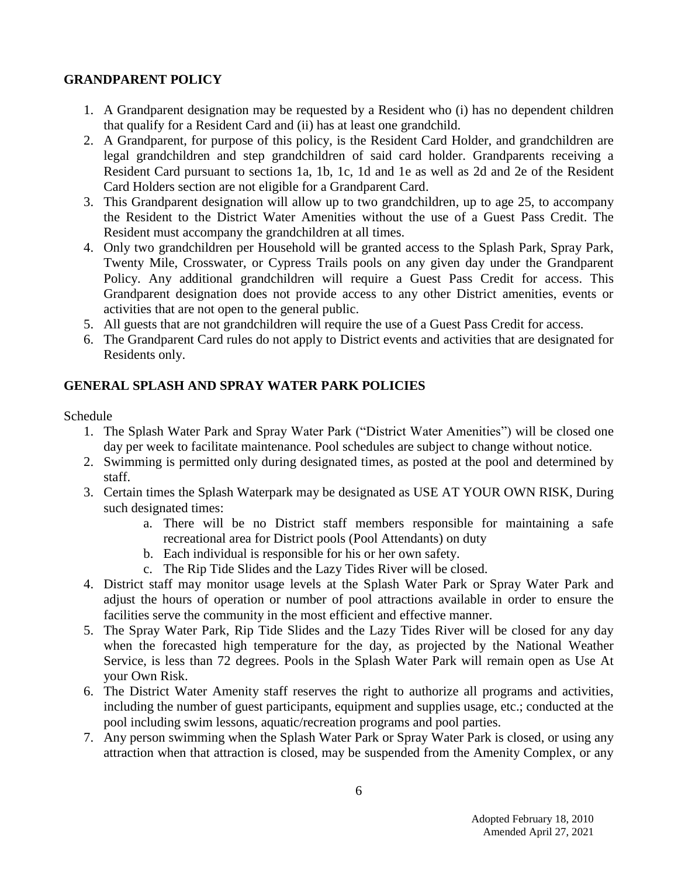## GRANDPARENT POLICY

1. A Grandparent designation may be requested by a Resident who (i) has no dependent children that qualify for a Resident Card and (ii) has at least one grandchild.
2. A Grandparent, for purpose of this policy, is the Resident Card Holder, and grandchildren are legal grandchildren and step grandchildren of said card holder. Grandparents receiving a Resident Card pursuant to sections 1a, 1b, 1c, 1d and 1e as well as 2d and 2e of the Resident Card Holders section are not eligible for a Grandparent Card.
3. This Grandparent designation will allow up to two grandchildren, up to age 25, to accompany the Resident to the District Water Amenities without the use of a Guest Pass Credit. The Resident must accompany the grandchildren at all times.
4. Only two grandchildren per Household will be granted access to the Splash Park, Spray Park, Twenty Mile, Crosswater, or Cypress Trails pools on any given day under the Grandparent Policy. Any additional grandchildren will require a Guest Pass Credit for access. This Grandparent designation does not provide access to any other District amenities, events or activities that are not open to the general public.
5. All guests that are not grandchildren will require the use of a Guest Pass Credit for access.
6. The Grandparent Card rules do not apply to District events and activities that are designated for Residents only.

## GENERAL SPLASH AND SPRAY WATER PARK POLICIES

Schedule

1. The Splash Water Park and Spray Water Park ("District Water Amenities") will be closed one day per week to facilitate maintenance. Pool schedules are subject to change without notice.
2. Swimming is permitted only during designated times, as posted at the pool and determined by staff.
3. Certain times the Splash Waterpark may be designated as USE AT YOUR OWN RISK, During such designated times:
   a. There will be no District staff members responsible for maintaining a safe recreational area for District pools (Pool Attendants) on duty
   b. Each individual is responsible for his or her own safety.
   c. The Rip Tide Slides and the Lazy Tides River will be closed.
4. District staff may monitor usage levels at the Splash Water Park or Spray Water Park and adjust the hours of operation or number of pool attractions available in order to ensure the facilities serve the community in the most efficient and effective manner.
5. The Spray Water Park, Rip Tide Slides and the Lazy Tides River will be closed for any day when the forecasted high temperature for the day, as projected by the National Weather Service, is less than 72 degrees. Pools in the Splash Water Park will remain open as Use At your Own Risk.
6. The District Water Amenity staff reserves the right to authorize all programs and activities, including the number of guest participants, equipment and supplies usage, etc.; conducted at the pool including swim lessons, aquatic/recreation programs and pool parties.
7. Any person swimming when the Splash Water Park or Spray Water Park is closed, or using any attraction when that attraction is closed, may be suspended from the Amenity Complex, or any

Adopted February 18, 2010
Amended April 27, 2021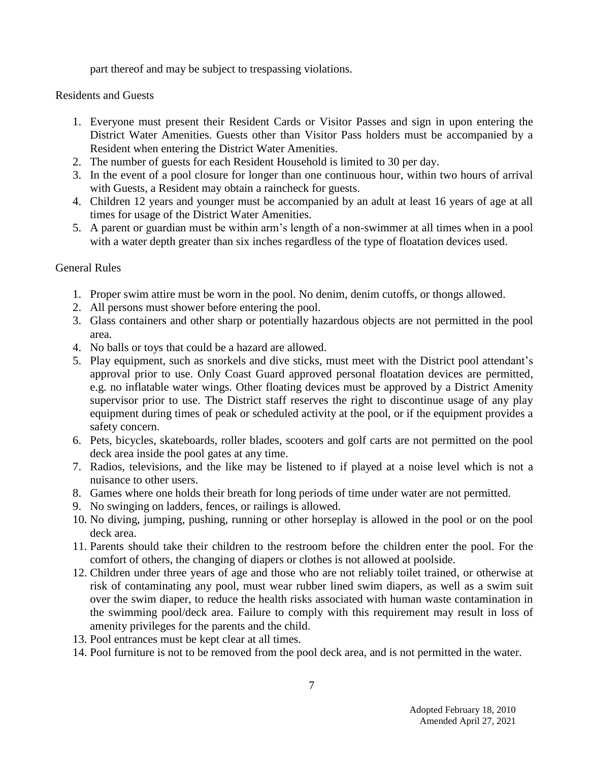part thereof and may be subject to trespassing violations.

Residents and Guests

1. Everyone must present their Resident Cards or Visitor Passes and sign in upon entering the District Water Amenities. Guests other than Visitor Pass holders must be accompanied by a Resident when entering the District Water Amenities.
2. The number of guests for each Resident Household is limited to 30 per day.
3. In the event of a pool closure for longer than one continuous hour, within two hours of arrival with Guests, a Resident may obtain a raincheck for guests.
4. Children 12 years and younger must be accompanied by an adult at least 16 years of age at all times for usage of the District Water Amenities.
5. A parent or guardian must be within arm's length of a non-swimmer at all times when in a pool with a water depth greater than six inches regardless of the type of floatation devices used.

General Rules

1. Proper swim attire must be worn in the pool. No denim, denim cutoffs, or thongs allowed.
2. All persons must shower before entering the pool.
3. Glass containers and other sharp or potentially hazardous objects are not permitted in the pool area.
4. No balls or toys that could be a hazard are allowed.
5. Play equipment, such as snorkels and dive sticks, must meet with the District pool attendant's approval prior to use. Only Coast Guard approved personal floatation devices are permitted, e.g. no inflatable water wings. Other floating devices must be approved by a District Amenity supervisor prior to use. The District staff reserves the right to discontinue usage of any play equipment during times of peak or scheduled activity at the pool, or if the equipment provides a safety concern.
6. Pets, bicycles, skateboards, roller blades, scooters and golf carts are not permitted on the pool deck area inside the pool gates at any time.
7. Radios, televisions, and the like may be listened to if played at a noise level which is not a nuisance to other users.
8. Games where one holds their breath for long periods of time under water are not permitted.
9. No swinging on ladders, fences, or railings is allowed.
10. No diving, jumping, pushing, running or other horseplay is allowed in the pool or on the pool deck area.
11. Parents should take their children to the restroom before the children enter the pool. For the comfort of others, the changing of diapers or clothes is not allowed at poolside.
12. Children under three years of age and those who are not reliably toilet trained, or otherwise at risk of contaminating any pool, must wear rubber lined swim diapers, as well as a swim suit over the swim diaper, to reduce the health risks associated with human waste contamination in the swimming pool/deck area. Failure to comply with this requirement may result in loss of amenity privileges for the parents and the child.
13. Pool entrances must be kept clear at all times.
14. Pool furniture is not to be removed from the pool deck area, and is not permitted in the water.

Adopted February 18, 2010
Amended April 27, 2021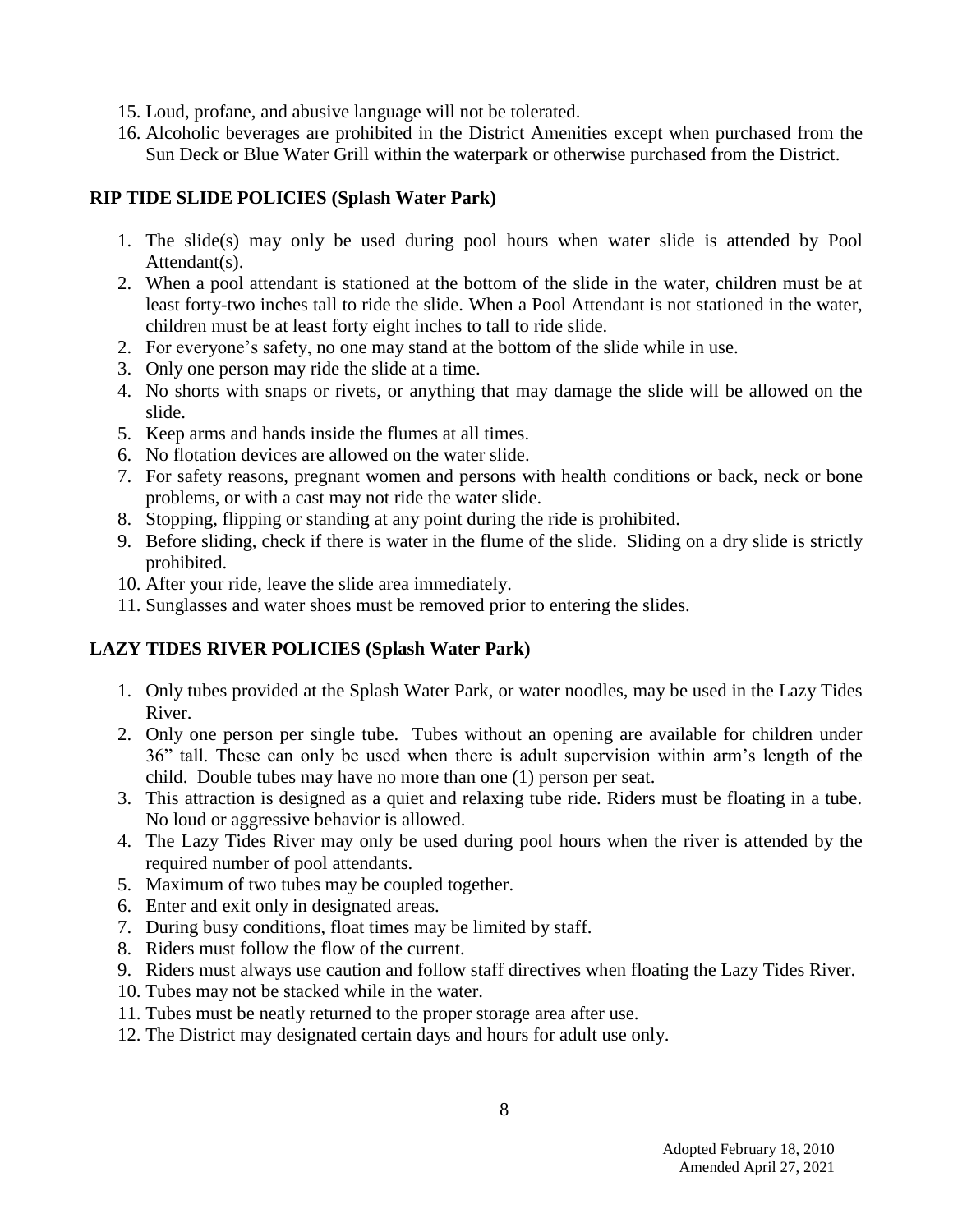15. Loud, profane, and abusive language will not be tolerated.
16. Alcoholic beverages are prohibited in the District Amenities except when purchased from the Sun Deck or Blue Water Grill within the waterpark or otherwise purchased from the District.

### RIP TIDE SLIDE POLICIES (Splash Water Park)

1. The slide(s) may only be used during pool hours when water slide is attended by Pool Attendant(s).
2. When a pool attendant is stationed at the bottom of the slide in the water, children must be at least forty-two inches tall to ride the slide. When a Pool Attendant is not stationed in the water, children must be at least forty eight inches to tall to ride slide.
2. For everyone's safety, no one may stand at the bottom of the slide while in use.
3. Only one person may ride the slide at a time.
4. No shorts with snaps or rivets, or anything that may damage the slide will be allowed on the slide.
5. Keep arms and hands inside the flumes at all times.
6. No flotation devices are allowed on the water slide.
7. For safety reasons, pregnant women and persons with health conditions or back, neck or bone problems, or with a cast may not ride the water slide.
8. Stopping, flipping or standing at any point during the ride is prohibited.
9. Before sliding, check if there is water in the flume of the slide. Sliding on a dry slide is strictly prohibited.
10. After your ride, leave the slide area immediately.
11. Sunglasses and water shoes must be removed prior to entering the slides.

### LAZY TIDES RIVER POLICIES (Splash Water Park)

1. Only tubes provided at the Splash Water Park, or water noodles, may be used in the Lazy Tides River.
2. Only one person per single tube. Tubes without an opening are available for children under 36" tall. These can only be used when there is adult supervision within arm's length of the child. Double tubes may have no more than one (1) person per seat.
3. This attraction is designed as a quiet and relaxing tube ride. Riders must be floating in a tube. No loud or aggressive behavior is allowed.
4. The Lazy Tides River may only be used during pool hours when the river is attended by the required number of pool attendants.
5. Maximum of two tubes may be coupled together.
6. Enter and exit only in designated areas.
7. During busy conditions, float times may be limited by staff.
8. Riders must follow the flow of the current.
9. Riders must always use caution and follow staff directives when floating the Lazy Tides River.
10. Tubes may not be stacked while in the water.
11. Tubes must be neatly returned to the proper storage area after use.
12. The District may designated certain days and hours for adult use only.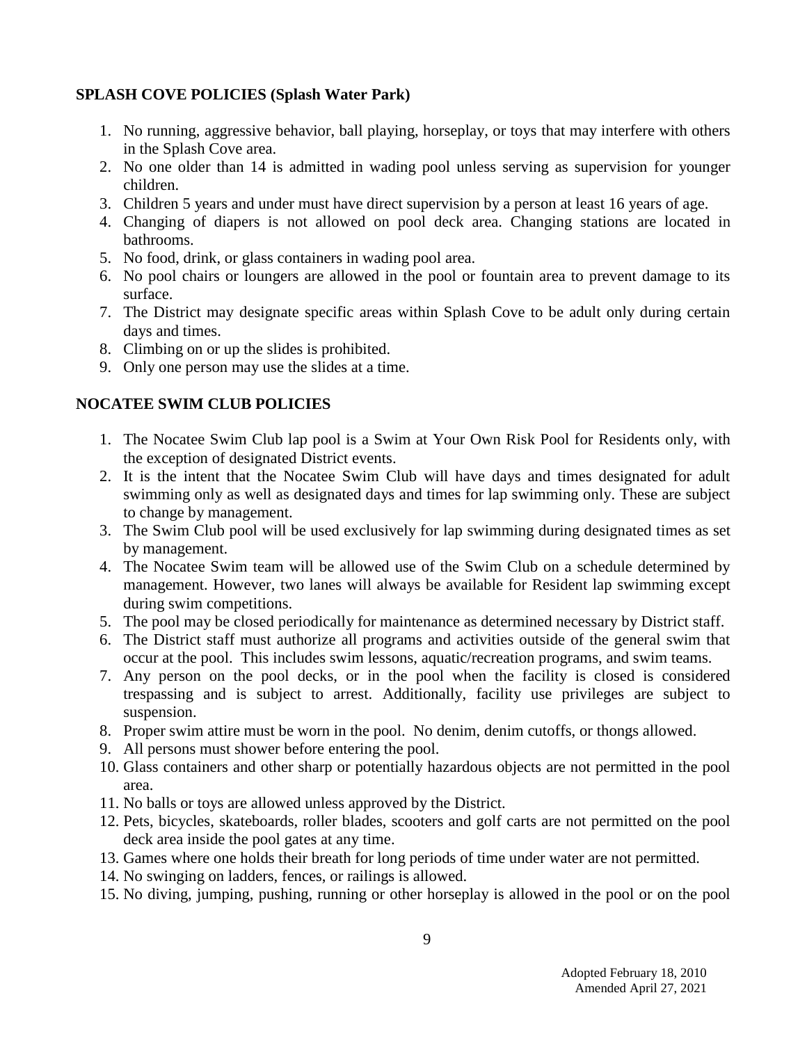### SPLASH COVE POLICIES (Splash Water Park)

1. No running, aggressive behavior, ball playing, horseplay, or toys that may interfere with others in the Splash Cove area.
2. No one older than 14 is admitted in wading pool unless serving as supervision for younger children.
3. Children 5 years and under must have direct supervision by a person at least 16 years of age.
4. Changing of diapers is not allowed on pool deck area. Changing stations are located in bathrooms.
5. No food, drink, or glass containers in wading pool area.
6. No pool chairs or loungers are allowed in the pool or fountain area to prevent damage to its surface.
7. The District may designate specific areas within Splash Cove to be adult only during certain days and times.
8. Climbing on or up the slides is prohibited.
9. Only one person may use the slides at a time.

### NOCATEE SWIM CLUB POLICIES

1. The Nocatee Swim Club lap pool is a Swim at Your Own Risk Pool for Residents only, with the exception of designated District events.
2. It is the intent that the Nocatee Swim Club will have days and times designated for adult swimming only as well as designated days and times for lap swimming only. These are subject to change by management.
3. The Swim Club pool will be used exclusively for lap swimming during designated times as set by management.
4. The Nocatee Swim team will be allowed use of the Swim Club on a schedule determined by management. However, two lanes will always be available for Resident lap swimming except during swim competitions.
5. The pool may be closed periodically for maintenance as determined necessary by District staff.
6. The District staff must authorize all programs and activities outside of the general swim that occur at the pool. This includes swim lessons, aquatic/recreation programs, and swim teams.
7. Any person on the pool decks, or in the pool when the facility is closed is considered trespassing and is subject to arrest. Additionally, facility use privileges are subject to suspension.
8. Proper swim attire must be worn in the pool. No denim, denim cutoffs, or thongs allowed.
9. All persons must shower before entering the pool.
10. Glass containers and other sharp or potentially hazardous objects are not permitted in the pool area.
11. No balls or toys are allowed unless approved by the District.
12. Pets, bicycles, skateboards, roller blades, scooters and golf carts are not permitted on the pool deck area inside the pool gates at any time.
13. Games where one holds their breath for long periods of time under water are not permitted.
14. No swinging on ladders, fences, or railings is allowed.
15. No diving, jumping, pushing, running or other horseplay is allowed in the pool or on the pool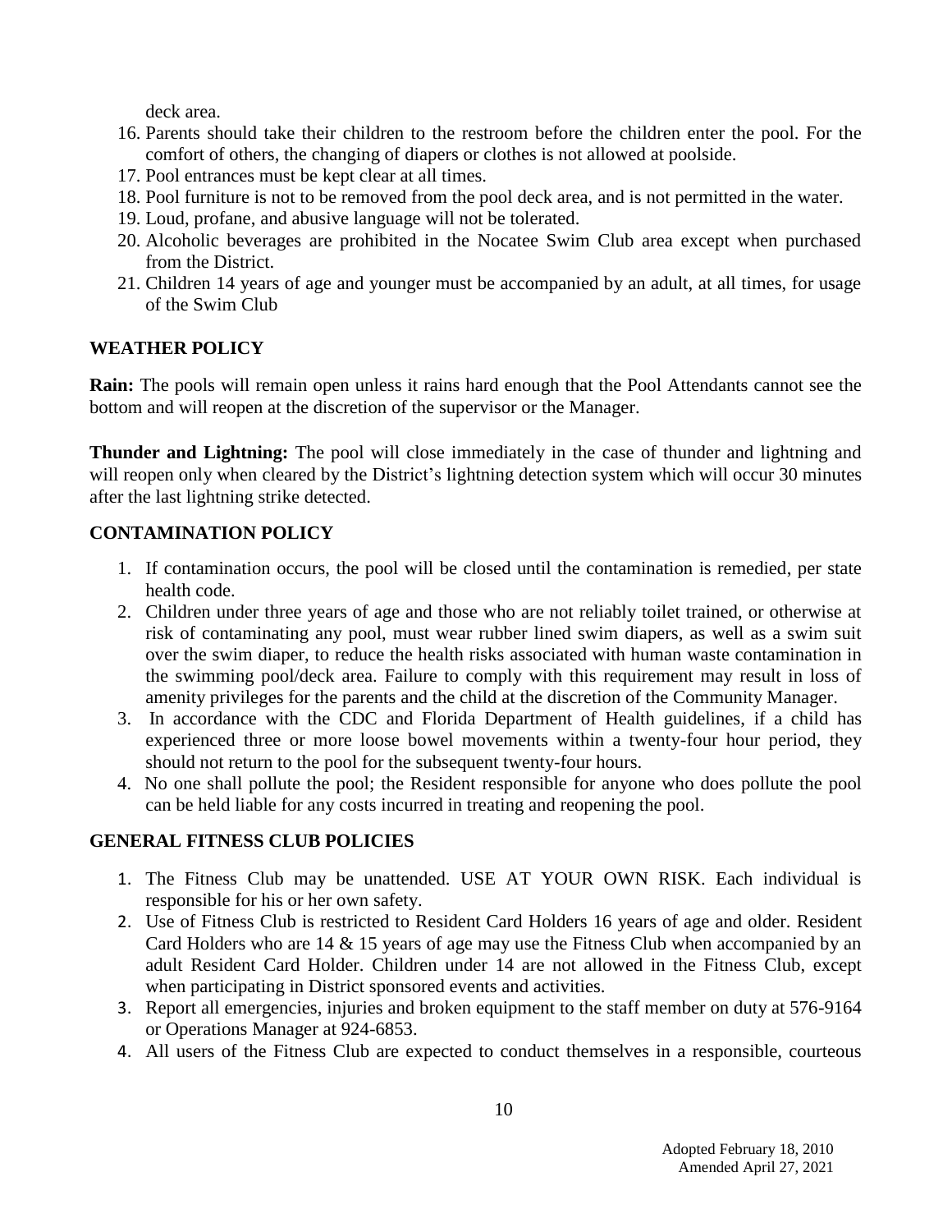deck area.

16. Parents should take their children to the restroom before the children enter the pool. For the comfort of others, the changing of diapers or clothes is not allowed at poolside.
17. Pool entrances must be kept clear at all times.
18. Pool furniture is not to be removed from the pool deck area, and is not permitted in the water.
19. Loud, profane, and abusive language will not be tolerated.
20. Alcoholic beverages are prohibited in the Nocatee Swim Club area except when purchased from the District.
21. Children 14 years of age and younger must be accompanied by an adult, at all times, for usage of the Swim Club

## WEATHER POLICY

**Rain:** The pools will remain open unless it rains hard enough that the Pool Attendants cannot see the bottom and will reopen at the discretion of the supervisor or the Manager.

**Thunder and Lightning:** The pool will close immediately in the case of thunder and lightning and will reopen only when cleared by the District's lightning detection system which will occur 30 minutes after the last lightning strike detected.

## CONTAMINATION POLICY

1. If contamination occurs, the pool will be closed until the contamination is remedied, per state health code.
2. Children under three years of age and those who are not reliably toilet trained, or otherwise at risk of contaminating any pool, must wear rubber lined swim diapers, as well as a swim suit over the swim diaper, to reduce the health risks associated with human waste contamination in the swimming pool/deck area. Failure to comply with this requirement may result in loss of amenity privileges for the parents and the child at the discretion of the Community Manager.
3. In accordance with the CDC and Florida Department of Health guidelines, if a child has experienced three or more loose bowel movements within a twenty-four hour period, they should not return to the pool for the subsequent twenty-four hours.
4. No one shall pollute the pool; the Resident responsible for anyone who does pollute the pool can be held liable for any costs incurred in treating and reopening the pool.

## GENERAL FITNESS CLUB POLICIES

1. The Fitness Club may be unattended. USE AT YOUR OWN RISK. Each individual is responsible for his or her own safety.
2. Use of Fitness Club is restricted to Resident Card Holders 16 years of age and older. Resident Card Holders who are 14 & 15 years of age may use the Fitness Club when accompanied by an adult Resident Card Holder. Children under 14 are not allowed in the Fitness Club, except when participating in District sponsored events and activities.
3. Report all emergencies, injuries and broken equipment to the staff member on duty at 576-9164 or Operations Manager at 924-6853.
4. All users of the Fitness Club are expected to conduct themselves in a responsible, courteous

Adopted February 18, 2010
Amended April 27, 2021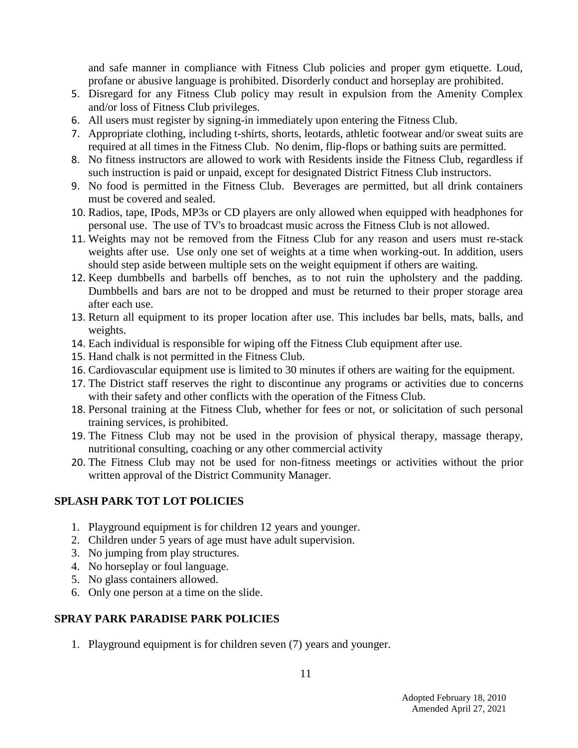and safe manner in compliance with Fitness Club policies and proper gym etiquette. Loud, profane or abusive language is prohibited. Disorderly conduct and horseplay are prohibited.

5. Disregard for any Fitness Club policy may result in expulsion from the Amenity Complex and/or loss of Fitness Club privileges.
6. All users must register by signing-in immediately upon entering the Fitness Club.
7. Appropriate clothing, including t-shirts, shorts, leotards, athletic footwear and/or sweat suits are required at all times in the Fitness Club. No denim, flip-flops or bathing suits are permitted.
8. No fitness instructors are allowed to work with Residents inside the Fitness Club, regardless if such instruction is paid or unpaid, except for designated District Fitness Club instructors.
9. No food is permitted in the Fitness Club. Beverages are permitted, but all drink containers must be covered and sealed.
10. Radios, tape, IPods, MP3s or CD players are only allowed when equipped with headphones for personal use. The use of TV's to broadcast music across the Fitness Club is not allowed.
11. Weights may not be removed from the Fitness Club for any reason and users must re-stack weights after use. Use only one set of weights at a time when working-out. In addition, users should step aside between multiple sets on the weight equipment if others are waiting.
12. Keep dumbbells and barbells off benches, as to not ruin the upholstery and the padding. Dumbbells and bars are not to be dropped and must be returned to their proper storage area after each use.
13. Return all equipment to its proper location after use. This includes bar bells, mats, balls, and weights.
14. Each individual is responsible for wiping off the Fitness Club equipment after use.
15. Hand chalk is not permitted in the Fitness Club.
16. Cardiovascular equipment use is limited to 30 minutes if others are waiting for the equipment.
17. The District staff reserves the right to discontinue any programs or activities due to concerns with their safety and other conflicts with the operation of the Fitness Club.
18. Personal training at the Fitness Club, whether for fees or not, or solicitation of such personal training services, is prohibited.
19. The Fitness Club may not be used in the provision of physical therapy, massage therapy, nutritional consulting, coaching or any other commercial activity
20. The Fitness Club may not be used for non-fitness meetings or activities without the prior written approval of the District Community Manager.

## SPLASH PARK TOT LOT POLICIES

1. Playground equipment is for children 12 years and younger.
2. Children under 5 years of age must have adult supervision.
3. No jumping from play structures.
4. No horseplay or foul language.
5. No glass containers allowed.
6. Only one person at a time on the slide.

## SPRAY PARK PARADISE PARK POLICIES

1. Playground equipment is for children seven (7) years and younger.

Adopted February 18, 2010
Amended April 27, 2021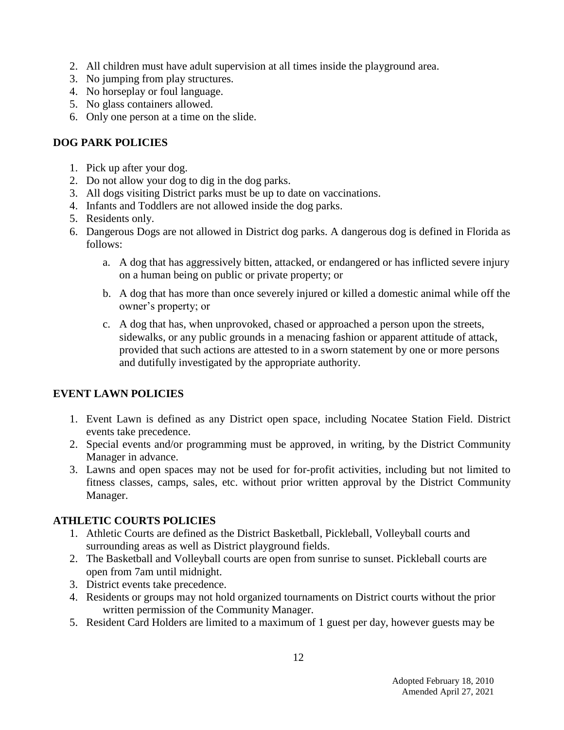2. All children must have adult supervision at all times inside the playground area.
3. No jumping from play structures.
4. No horseplay or foul language.
5. No glass containers allowed.
6. Only one person at a time on the slide.

## DOG PARK POLICIES

1. Pick up after your dog.
2. Do not allow your dog to dig in the dog parks.
3. All dogs visiting District parks must be up to date on vaccinations.
4. Infants and Toddlers are not allowed inside the dog parks.
5. Residents only.
6. Dangerous Dogs are not allowed in District dog parks. A dangerous dog is defined in Florida as follows:
    a. A dog that has aggressively bitten, attacked, or endangered or has inflicted severe injury on a human being on public or private property; or
    b. A dog that has more than once severely injured or killed a domestic animal while off the owner's property; or
    c. A dog that has, when unprovoked, chased or approached a person upon the streets, sidewalks, or any public grounds in a menacing fashion or apparent attitude of attack, provided that such actions are attested to in a sworn statement by one or more persons and dutifully investigated by the appropriate authority.

## EVENT LAWN POLICIES

1. Event Lawn is defined as any District open space, including Nocatee Station Field. District events take precedence.
2. Special events and/or programming must be approved, in writing, by the District Community Manager in advance.
3. Lawns and open spaces may not be used for for-profit activities, including but not limited to fitness classes, camps, sales, etc. without prior written approval by the District Community Manager.

## ATHLETIC COURTS POLICIES

1. Athletic Courts are defined as the District Basketball, Pickleball, Volleyball courts and surrounding areas as well as District playground fields.
2. The Basketball and Volleyball courts are open from sunrise to sunset. Pickleball courts are open from 7am until midnight.
3. District events take precedence.
4. Residents or groups may not hold organized tournaments on District courts without the prior written permission of the Community Manager.
5. Resident Card Holders are limited to a maximum of 1 guest per day, however guests may be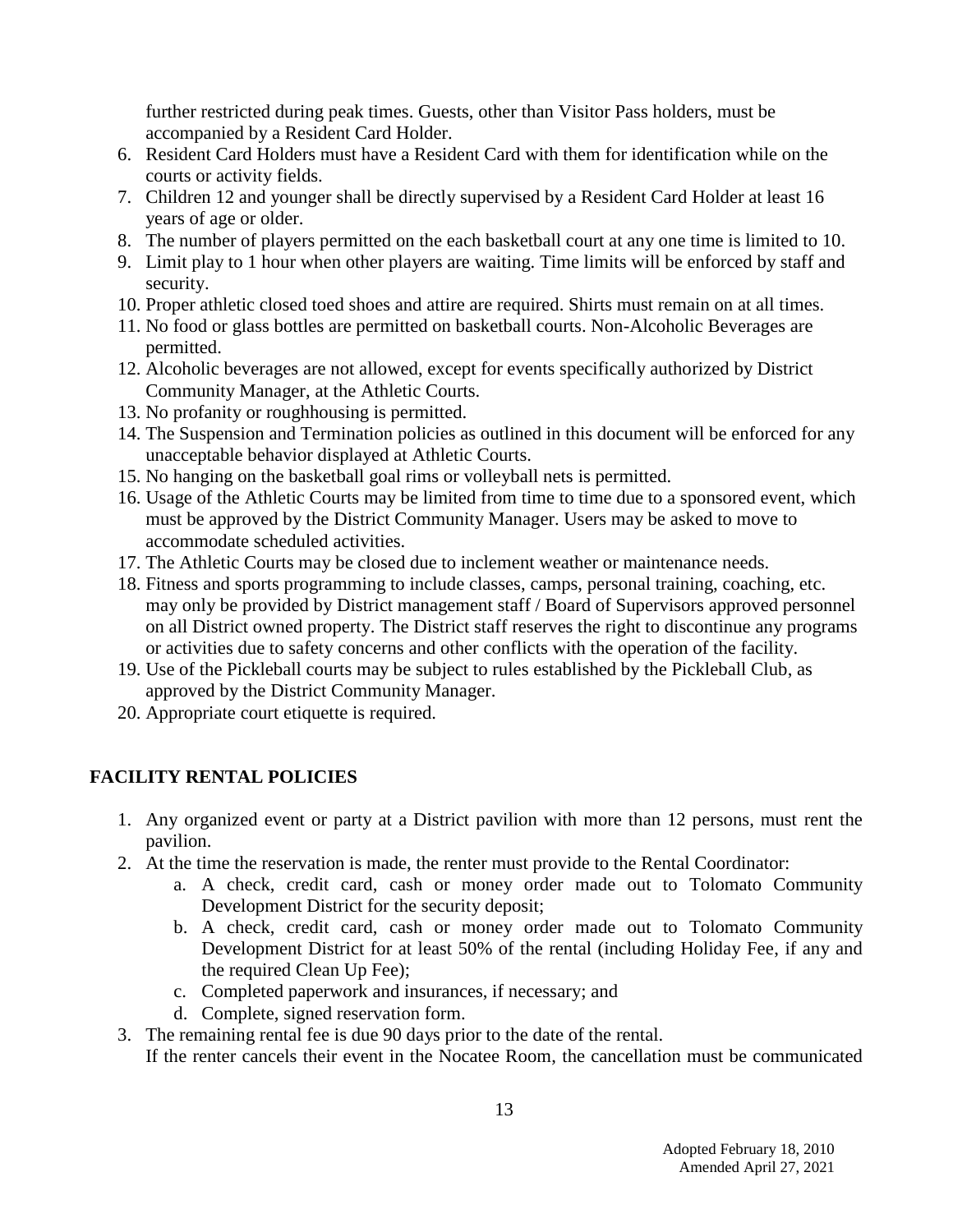further restricted during peak times. Guests, other than Visitor Pass holders, must be accompanied by a Resident Card Holder.

6. Resident Card Holders must have a Resident Card with them for identification while on the courts or activity fields.
7. Children 12 and younger shall be directly supervised by a Resident Card Holder at least 16 years of age or older.
8. The number of players permitted on the each basketball court at any one time is limited to 10.
9. Limit play to 1 hour when other players are waiting. Time limits will be enforced by staff and security.
10. Proper athletic closed toed shoes and attire are required. Shirts must remain on at all times.
11. No food or glass bottles are permitted on basketball courts. Non-Alcoholic Beverages are permitted.
12. Alcoholic beverages are not allowed, except for events specifically authorized by District Community Manager, at the Athletic Courts.
13. No profanity or roughhousing is permitted.
14. The Suspension and Termination policies as outlined in this document will be enforced for any unacceptable behavior displayed at Athletic Courts.
15. No hanging on the basketball goal rims or volleyball nets is permitted.
16. Usage of the Athletic Courts may be limited from time to time due to a sponsored event, which must be approved by the District Community Manager. Users may be asked to move to accommodate scheduled activities.
17. The Athletic Courts may be closed due to inclement weather or maintenance needs.
18. Fitness and sports programming to include classes, camps, personal training, coaching, etc. may only be provided by District management staff / Board of Supervisors approved personnel on all District owned property. The District staff reserves the right to discontinue any programs or activities due to safety concerns and other conflicts with the operation of the facility.
19. Use of the Pickleball courts may be subject to rules established by the Pickleball Club, as approved by the District Community Manager.
20. Appropriate court etiquette is required.

## FACILITY RENTAL POLICIES

1. Any organized event or party at a District pavilion with more than 12 persons, must rent the pavilion.
2. At the time the reservation is made, the renter must provide to the Rental Coordinator:
   a. A check, credit card, cash or money order made out to Tolomato Community Development District for the security deposit;
   b. A check, credit card, cash or money order made out to Tolomato Community Development District for at least 50% of the rental (including Holiday Fee, if any and the required Clean Up Fee);
   c. Completed paperwork and insurances, if necessary; and
   d. Complete, signed reservation form.
3. The remaining rental fee is due 90 days prior to the date of the rental.
   If the renter cancels their event in the Nocatee Room, the cancellation must be communicated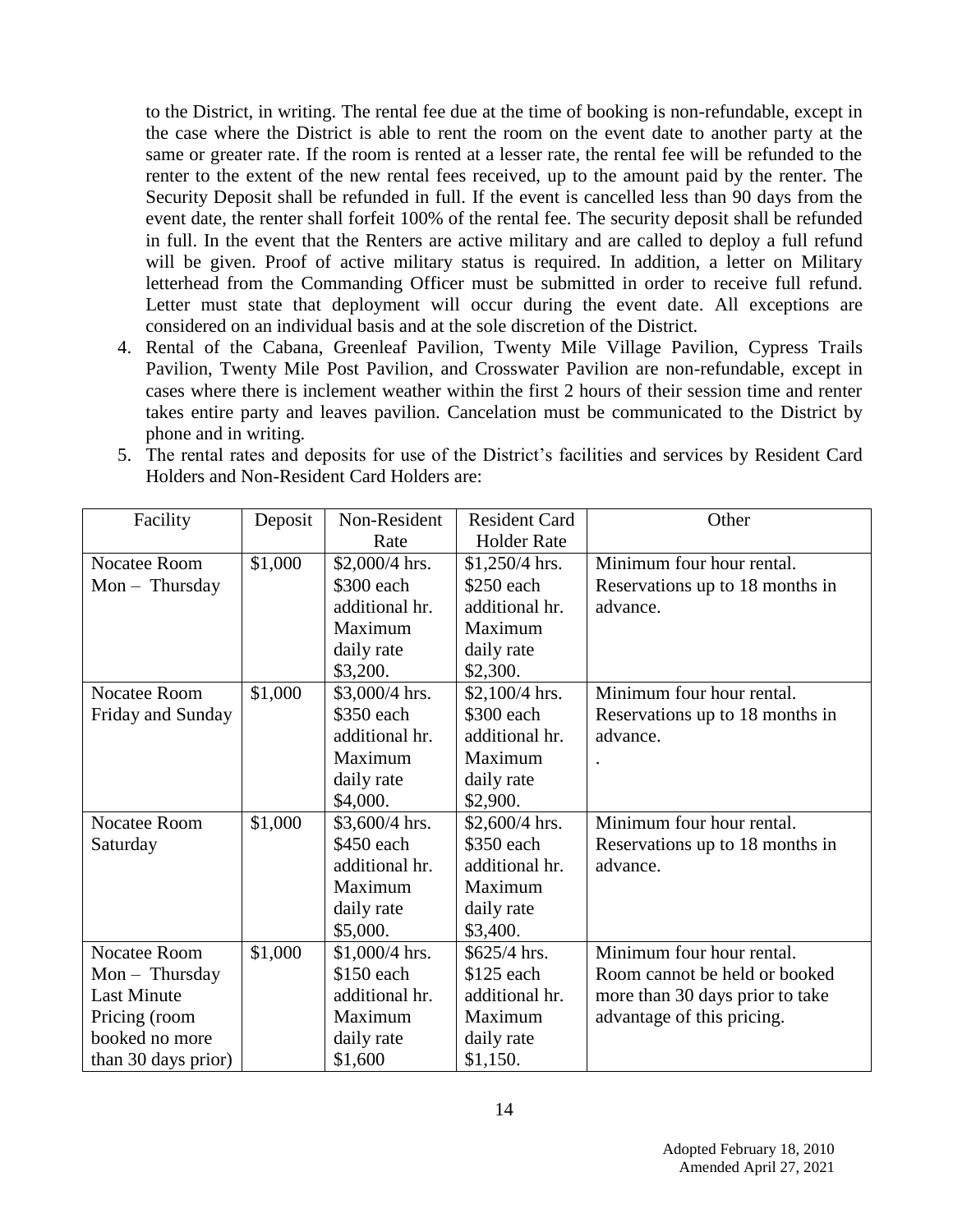to the District, in writing. The rental fee due at the time of booking is non-refundable, except in the case where the District is able to rent the room on the event date to another party at the same or greater rate. If the room is rented at a lesser rate, the rental fee will be refunded to the renter to the extent of the new rental fees received, up to the amount paid by the renter. The Security Deposit shall be refunded in full. If the event is cancelled less than 90 days from the event date, the renter shall forfeit 100% of the rental fee. The security deposit shall be refunded in full. In the event that the Renters are active military and are called to deploy a full refund will be given. Proof of active military status is required. In addition, a letter on Military letterhead from the Commanding Officer must be submitted in order to receive full refund. Letter must state that deployment will occur during the event date. All exceptions are considered on an individual basis and at the sole discretion of the District.

4. Rental of the Cabana, Greenleaf Pavilion, Twenty Mile Village Pavilion, Cypress Trails Pavilion, Twenty Mile Post Pavilion, and Crosswater Pavilion are non-refundable, except in cases where there is inclement weather within the first 2 hours of their session time and renter takes entire party and leaves pavilion. Cancelation must be communicated to the District by phone and in writing.
5. The rental rates and deposits for use of the District's facilities and services by Resident Card Holders and Non-Resident Card Holders are:

| Facility | Deposit | Non-Resident Rate | Resident Card Holder Rate | Other |
|---|---|---|---|---|
| Nocatee Room Mon – Thursday | $1,000 | $2,000/4 hrs. $300 each additional hr. Maximum daily rate $3,200. | $1,250/4 hrs. $250 each additional hr. Maximum daily rate $2,300. | Minimum four hour rental. Reservations up to 18 months in advance. |
| Nocatee Room Friday and Sunday | $1,000 | $3,000/4 hrs. $350 each additional hr. Maximum daily rate $4,000. | $2,100/4 hrs. $300 each additional hr. Maximum daily rate $2,900. | Minimum four hour rental. Reservations up to 18 months in advance. . |
| Nocatee Room Saturday | $1,000 | $3,600/4 hrs. $450 each additional hr. Maximum daily rate $5,000. | $2,600/4 hrs. $350 each additional hr. Maximum daily rate $3,400. | Minimum four hour rental. Reservations up to 18 months in advance. |
| Nocatee Room Mon – Thursday Last Minute Pricing (room booked no more than 30 days prior) | $1,000 | $1,000/4 hrs. $150 each additional hr. Maximum daily rate $1,600 | $625/4 hrs. $125 each additional hr. Maximum daily rate $1,150. | Minimum four hour rental. Room cannot be held or booked more than 30 days prior to take advantage of this pricing. |

Adopted February 18, 2010
Amended April 27, 2021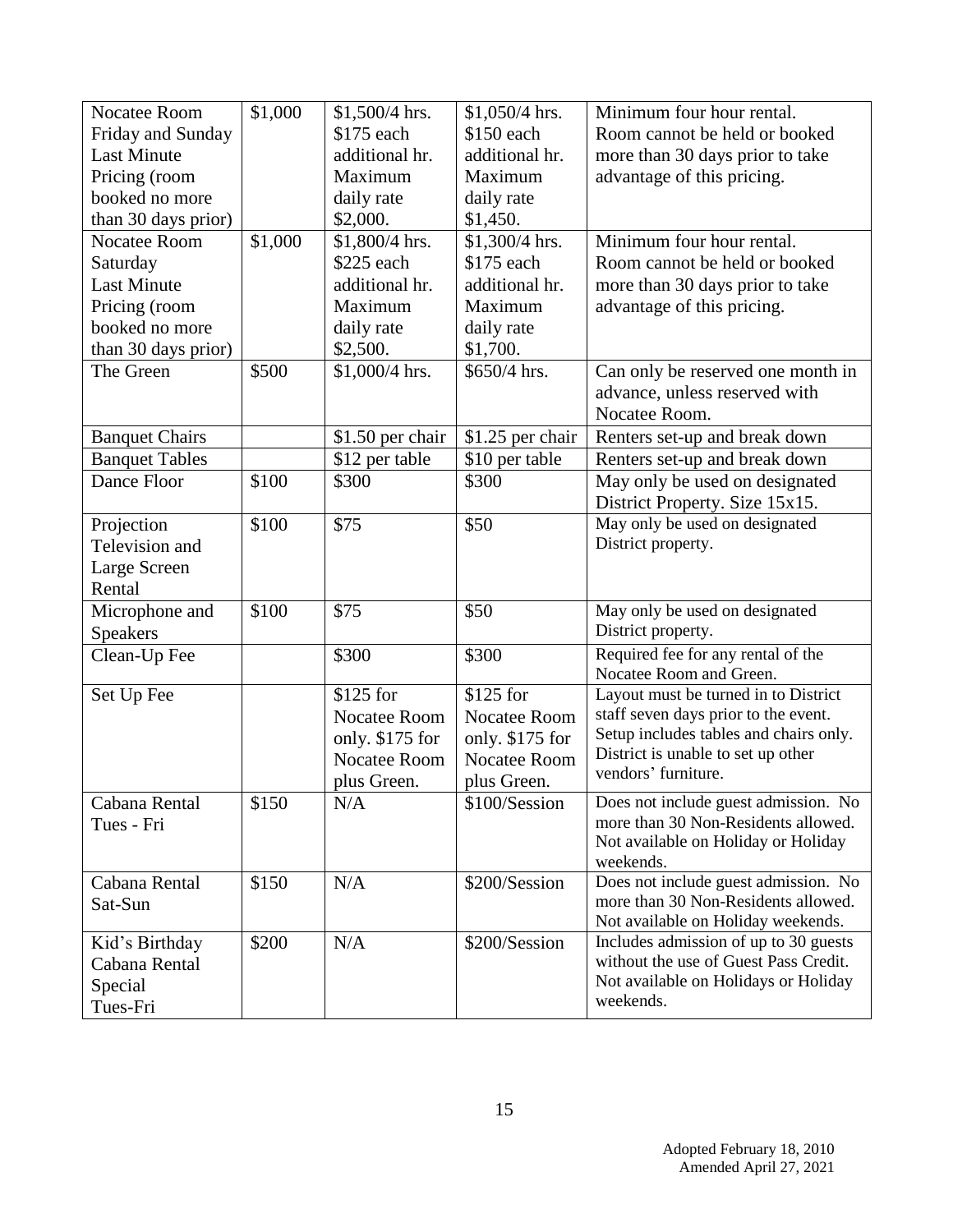| | | | | |
|---|---|---|---|---|
| Nocatee Room Friday and Sunday Last Minute Pricing (room booked no more than 30 days prior) | $1,000 | $1,500/4 hrs. $175 each additional hr. Maximum daily rate $2,000. | $1,050/4 hrs. $150 each additional hr. Maximum daily rate $1,450. | Minimum four hour rental. Room cannot be held or booked more than 30 days prior to take advantage of this pricing. |
| Nocatee Room Saturday Last Minute Pricing (room booked no more than 30 days prior) | $1,000 | $1,800/4 hrs. $225 each additional hr. Maximum daily rate $2,500. | $1,300/4 hrs. $175 each additional hr. Maximum daily rate $1,700. | Minimum four hour rental. Room cannot be held or booked more than 30 days prior to take advantage of this pricing. |
| The Green | $500 | $1,000/4 hrs. | $650/4 hrs. | Can only be reserved one month in advance, unless reserved with Nocatee Room. |
| Banquet Chairs | | $1.50 per chair | $1.25 per chair | Renters set-up and break down |
| Banquet Tables | | $12 per table | $10 per table | Renters set-up and break down |
| Dance Floor | $100 | $300 | $300 | May only be used on designated District Property. Size 15x15. |
| Projection Television and Large Screen Rental | $100 | $75 | $50 | May only be used on designated District property. |
| Microphone and Speakers | $100 | $75 | $50 | May only be used on designated District property. |
| Clean-Up Fee | | $300 | $300 | Required fee for any rental of the Nocatee Room and Green. |
| Set Up Fee | | $125 for Nocatee Room only. $175 for Nocatee Room plus Green. | $125 for Nocatee Room only. $175 for Nocatee Room plus Green. | Layout must be turned in to District staff seven days prior to the event. Setup includes tables and chairs only. District is unable to set up other vendors' furniture. |
| Cabana Rental Tues - Fri | $150 | N/A | $100/Session | Does not include guest admission. No more than 30 Non-Residents allowed. Not available on Holiday or Holiday weekends. |
| Cabana Rental Sat-Sun | $150 | N/A | $200/Session | Does not include guest admission. No more than 30 Non-Residents allowed. Not available on Holiday weekends. |
| Kid's Birthday Cabana Rental Special Tues-Fri | $200 | N/A | $200/Session | Includes admission of up to 30 guests without the use of Guest Pass Credit. Not available on Holidays or Holiday weekends. |

Adopted February 18, 2010
Amended April 27, 2021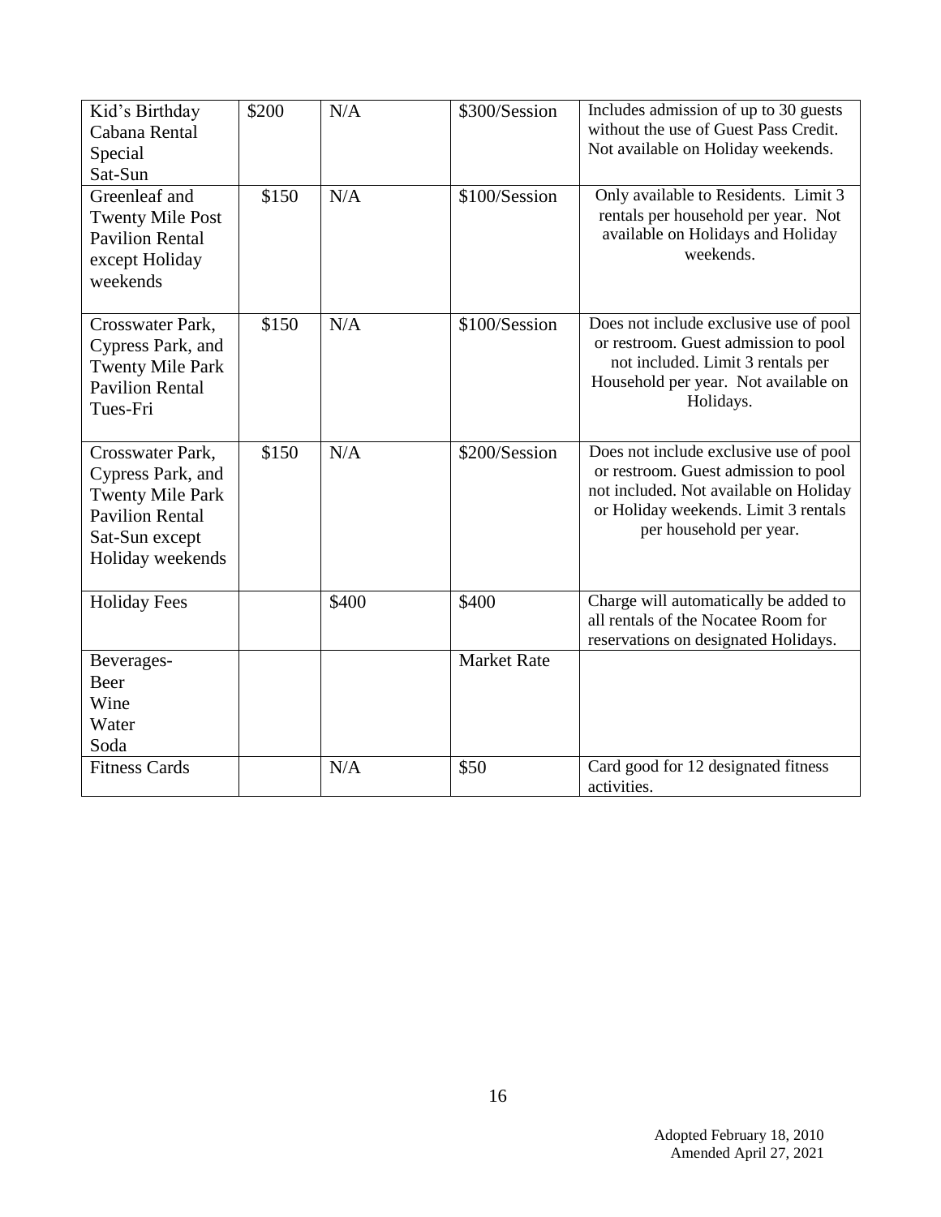| Kid's Birthday Cabana Rental Special Sat-Sun | $200 | N/A | $300/Session | Includes admission of up to 30 guests without the use of Guest Pass Credit. Not available on Holiday weekends. |
|---|---|---|---|---|
| Greenleaf and Twenty Mile Post Pavilion Rental except Holiday weekends | $150 | N/A | $100/Session | Only available to Residents. Limit 3 rentals per household per year. Not available on Holidays and Holiday weekends. |
| Crosswater Park, Cypress Park, and Twenty Mile Park Pavilion Rental Tues-Fri | $150 | N/A | $100/Session | Does not include exclusive use of pool or restroom. Guest admission to pool not included. Limit 3 rentals per Household per year. Not available on Holidays. |
| Crosswater Park, Cypress Park, and Twenty Mile Park Pavilion Rental Sat-Sun except Holiday weekends | $150 | N/A | $200/Session | Does not include exclusive use of pool or restroom. Guest admission to pool not included. Not available on Holiday or Holiday weekends. Limit 3 rentals per household per year. |
| Holiday Fees | | $400 | $400 | Charge will automatically be added to all rentals of the Nocatee Room for reservations on designated Holidays. |
| Beverages- Beer Wine Water Soda | | | Market Rate | |
| Fitness Cards | | N/A | $50 | Card good for 12 designated fitness activities. |

Adopted February 18, 2010
Amended April 27, 2021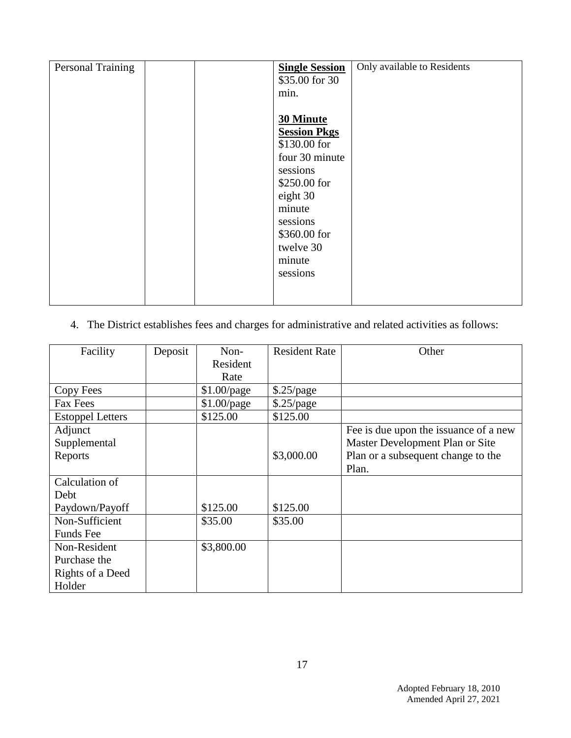| Personal Training | | | **Single Session** \$35.00 for 30 min.<br><br>**30 Minute Session Pkgs** \$130.00 for four 30 minute sessions \$250.00 for eight 30 minute sessions \$360.00 for twelve 30 minute sessions | Only available to Residents |
|---|---|---|---|---|

4. The District establishes fees and charges for administrative and related activities as follows:

| Facility | Deposit | Non-Resident Rate | Resident Rate | Other |
|---|---|---|---|---|
| Copy Fees | | $1.00/page | $.25/page | |
| Fax Fees | | $1.00/page | $.25/page | |
| Estoppel Letters | | $125.00 | $125.00 | |
| Adjunct Supplemental Reports | | | $3,000.00 | Fee is due upon the issuance of a new Master Development Plan or Site Plan or a subsequent change to the Plan. |
| Calculation of Debt Paydown/Payoff | | $125.00 | $125.00 | |
| Non-Sufficient Funds Fee | | $35.00 | $35.00 | |
| Non-Resident Purchase the Rights of a Deed Holder | | $3,800.00 | | |

Adopted February 18, 2010
Amended April 27, 2021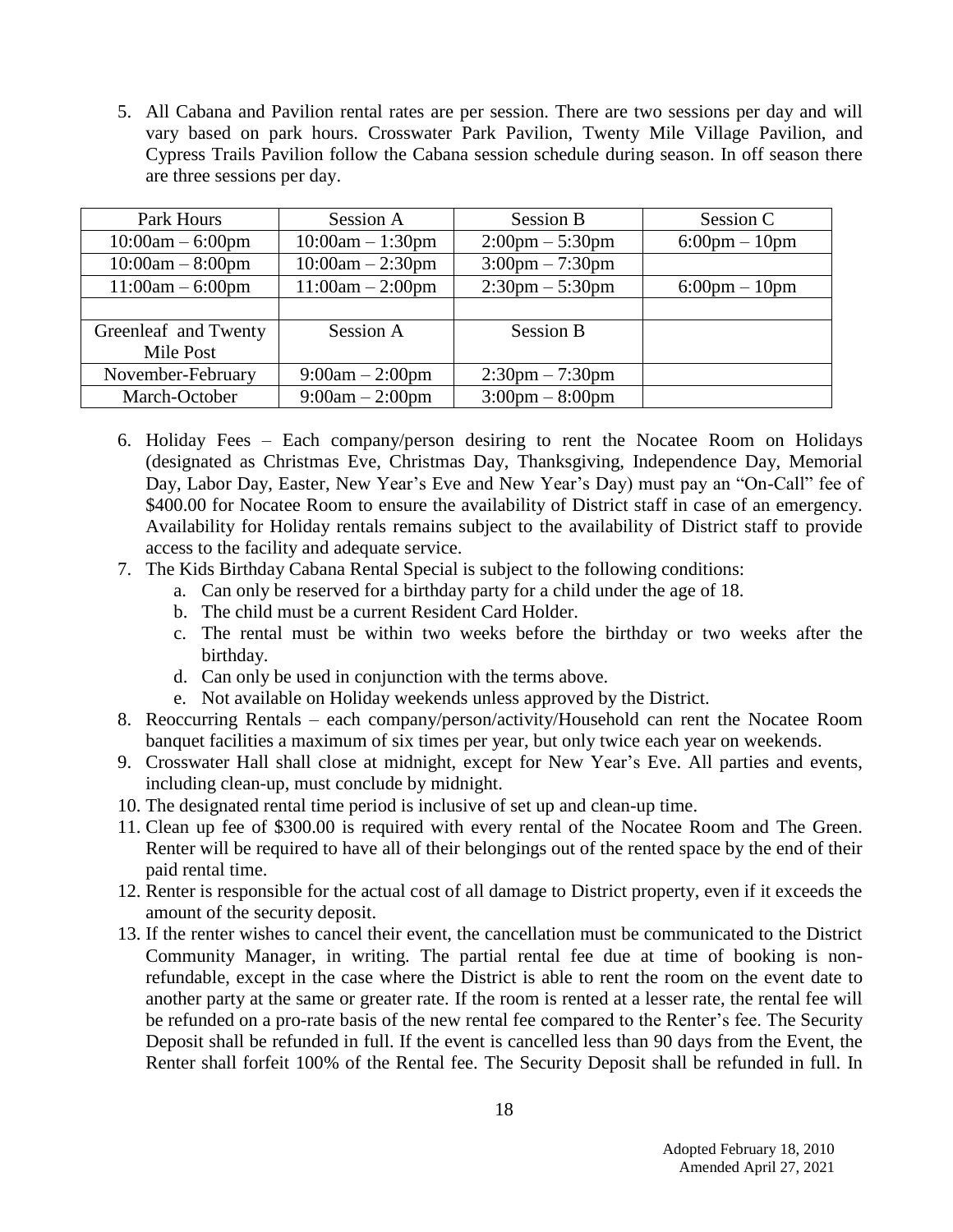5. All Cabana and Pavilion rental rates are per session. There are two sessions per day and will vary based on park hours. Crosswater Park Pavilion, Twenty Mile Village Pavilion, and Cypress Trails Pavilion follow the Cabana session schedule during season. In off season there are three sessions per day.

| Park Hours | Session A | Session B | Session C |
|---|---|---|---|
| 10:00am – 6:00pm | 10:00am – 1:30pm | 2:00pm – 5:30pm | 6:00pm – 10pm |
| 10:00am – 8:00pm | 10:00am – 2:30pm | 3:00pm – 7:30pm | |
| 11:00am – 6:00pm | 11:00am – 2:00pm | 2:30pm – 5:30pm | 6:00pm – 10pm |
| | | | |
| Greenleaf and Twenty Mile Post | Session A | Session B | |
| November-February | 9:00am – 2:00pm | 2:30pm – 7:30pm | |
| March-October | 9:00am – 2:00pm | 3:00pm – 8:00pm | |

6. Holiday Fees – Each company/person desiring to rent the Nocatee Room on Holidays (designated as Christmas Eve, Christmas Day, Thanksgiving, Independence Day, Memorial Day, Labor Day, Easter, New Year's Eve and New Year's Day) must pay an "On-Call" fee of $400.00 for Nocatee Room to ensure the availability of District staff in case of an emergency. Availability for Holiday rentals remains subject to the availability of District staff to provide access to the facility and adequate service.
7. The Kids Birthday Cabana Rental Special is subject to the following conditions:
   a. Can only be reserved for a birthday party for a child under the age of 18.
   b. The child must be a current Resident Card Holder.
   c. The rental must be within two weeks before the birthday or two weeks after the birthday.
   d. Can only be used in conjunction with the terms above.
   e. Not available on Holiday weekends unless approved by the District.
8. Reoccurring Rentals – each company/person/activity/Household can rent the Nocatee Room banquet facilities a maximum of six times per year, but only twice each year on weekends.
9. Crosswater Hall shall close at midnight, except for New Year's Eve. All parties and events, including clean-up, must conclude by midnight.
10. The designated rental time period is inclusive of set up and clean-up time.
11. Clean up fee of $300.00 is required with every rental of the Nocatee Room and The Green. Renter will be required to have all of their belongings out of the rented space by the end of their paid rental time.
12. Renter is responsible for the actual cost of all damage to District property, even if it exceeds the amount of the security deposit.
13. If the renter wishes to cancel their event, the cancellation must be communicated to the District Community Manager, in writing. The partial rental fee due at time of booking is non-refundable, except in the case where the District is able to rent the room on the event date to another party at the same or greater rate. If the room is rented at a lesser rate, the rental fee will be refunded on a pro-rate basis of the new rental fee compared to the Renter's fee. The Security Deposit shall be refunded in full. If the event is cancelled less than 90 days from the Event, the Renter shall forfeit 100% of the Rental fee. The Security Deposit shall be refunded in full. In

Adopted February 18, 2010
Amended April 27, 2021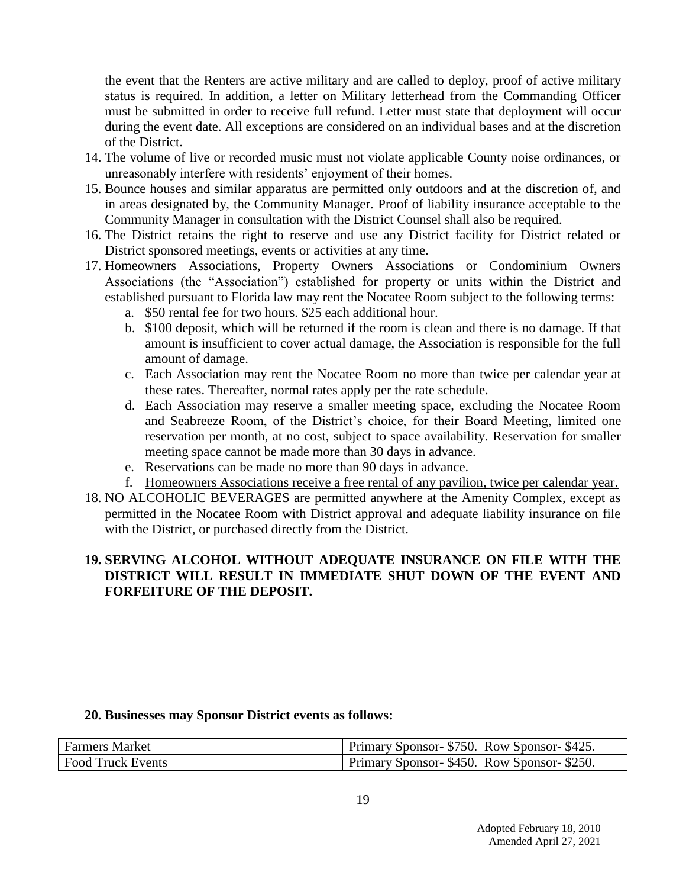the event that the Renters are active military and are called to deploy, proof of active military status is required. In addition, a letter on Military letterhead from the Commanding Officer must be submitted in order to receive full refund. Letter must state that deployment will occur during the event date. All exceptions are considered on an individual bases and at the discretion of the District.

14. The volume of live or recorded music must not violate applicable County noise ordinances, or unreasonably interfere with residents' enjoyment of their homes.
15. Bounce houses and similar apparatus are permitted only outdoors and at the discretion of, and in areas designated by, the Community Manager. Proof of liability insurance acceptable to the Community Manager in consultation with the District Counsel shall also be required.
16. The District retains the right to reserve and use any District facility for District related or District sponsored meetings, events or activities at any time.
17. Homeowners Associations, Property Owners Associations or Condominium Owners Associations (the "Association") established for property or units within the District and established pursuant to Florida law may rent the Nocatee Room subject to the following terms:
    a. \$50 rental fee for two hours. \$25 each additional hour.
    b. \$100 deposit, which will be returned if the room is clean and there is no damage. If that amount is insufficient to cover actual damage, the Association is responsible for the full amount of damage.
    c. Each Association may rent the Nocatee Room no more than twice per calendar year at these rates. Thereafter, normal rates apply per the rate schedule.
    d. Each Association may reserve a smaller meeting space, excluding the Nocatee Room and Seabreeze Room, of the District's choice, for their Board Meeting, limited one reservation per month, at no cost, subject to space availability. Reservation for smaller meeting space cannot be made more than 30 days in advance.
    e. Reservations can be made no more than 90 days in advance.
    f. <u>Homeowners Associations receive a free rental of any pavilion, twice per calendar year.</u>
18. NO ALCOHOLIC BEVERAGES are permitted anywhere at the Amenity Complex, except as permitted in the Nocatee Room with District approval and adequate liability insurance on file with the District, or purchased directly from the District.

**19. SERVING ALCOHOL WITHOUT ADEQUATE INSURANCE ON FILE WITH THE DISTRICT WILL RESULT IN IMMEDIATE SHUT DOWN OF THE EVENT AND FORFEITURE OF THE DEPOSIT.**

**20. Businesses may Sponsor District events as follows:**

| | |
|---|---|
| Farmers Market | Primary Sponsor- \$750. Row Sponsor- \$425. |
| Food Truck Events | Primary Sponsor- \$450. Row Sponsor- \$250. |

Adopted February 18, 2010
Amended April 27, 2021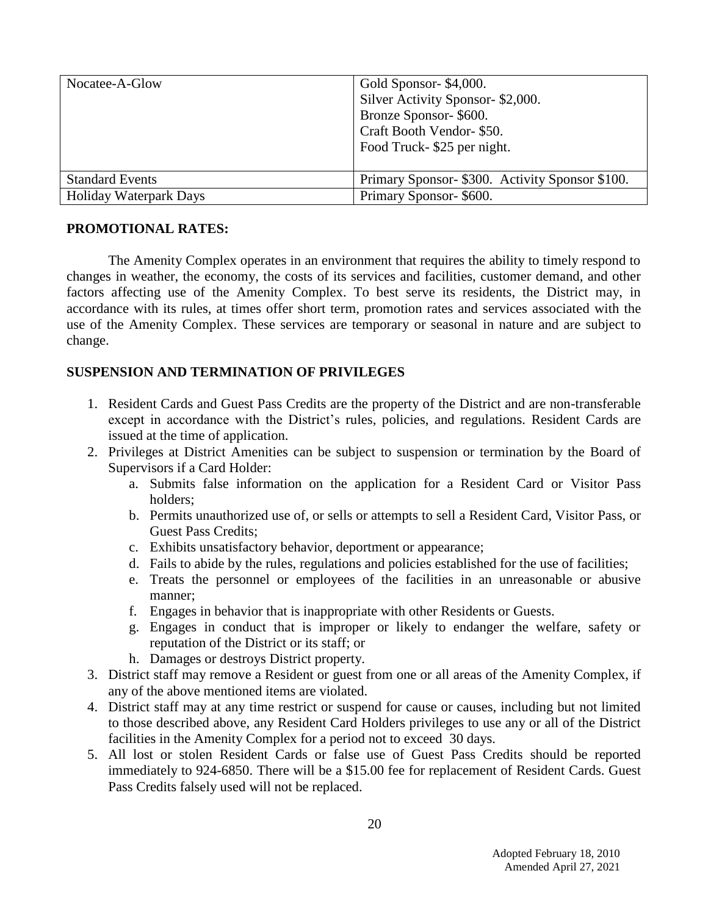| | |
|---|---|
| Nocatee-A-Glow | Gold Sponsor- \$4,000.<br>Silver Activity Sponsor- \$2,000.<br>Bronze Sponsor- \$600.<br>Craft Booth Vendor- \$50.<br>Food Truck- \$25 per night. |
| Standard Events | Primary Sponsor- \$300. Activity Sponsor \$100. |
| Holiday Waterpark Days | Primary Sponsor- \$600. |

**PROMOTIONAL RATES:**

The Amenity Complex operates in an environment that requires the ability to timely respond to changes in weather, the economy, the costs of its services and facilities, customer demand, and other factors affecting use of the Amenity Complex. To best serve its residents, the District may, in accordance with its rules, at times offer short term, promotion rates and services associated with the use of the Amenity Complex. These services are temporary or seasonal in nature and are subject to change.

**SUSPENSION AND TERMINATION OF PRIVILEGES**

1. Resident Cards and Guest Pass Credits are the property of the District and are non-transferable except in accordance with the District's rules, policies, and regulations. Resident Cards are issued at the time of application.
2. Privileges at District Amenities can be subject to suspension or termination by the Board of Supervisors if a Card Holder:
   a. Submits false information on the application for a Resident Card or Visitor Pass holders;
   b. Permits unauthorized use of, or sells or attempts to sell a Resident Card, Visitor Pass, or Guest Pass Credits;
   c. Exhibits unsatisfactory behavior, deportment or appearance;
   d. Fails to abide by the rules, regulations and policies established for the use of facilities;
   e. Treats the personnel or employees of the facilities in an unreasonable or abusive manner;
   f. Engages in behavior that is inappropriate with other Residents or Guests.
   g. Engages in conduct that is improper or likely to endanger the welfare, safety or reputation of the District or its staff; or
   h. Damages or destroys District property.
3. District staff may remove a Resident or guest from one or all areas of the Amenity Complex, if any of the above mentioned items are violated.
4. District staff may at any time restrict or suspend for cause or causes, including but not limited to those described above, any Resident Card Holders privileges to use any or all of the District facilities in the Amenity Complex for a period not to exceed 30 days.
5. All lost or stolen Resident Cards or false use of Guest Pass Credits should be reported immediately to 924-6850. There will be a \$15.00 fee for replacement of Resident Cards. Guest Pass Credits falsely used will not be replaced.

Adopted February 18, 2010
Amended April 27, 2021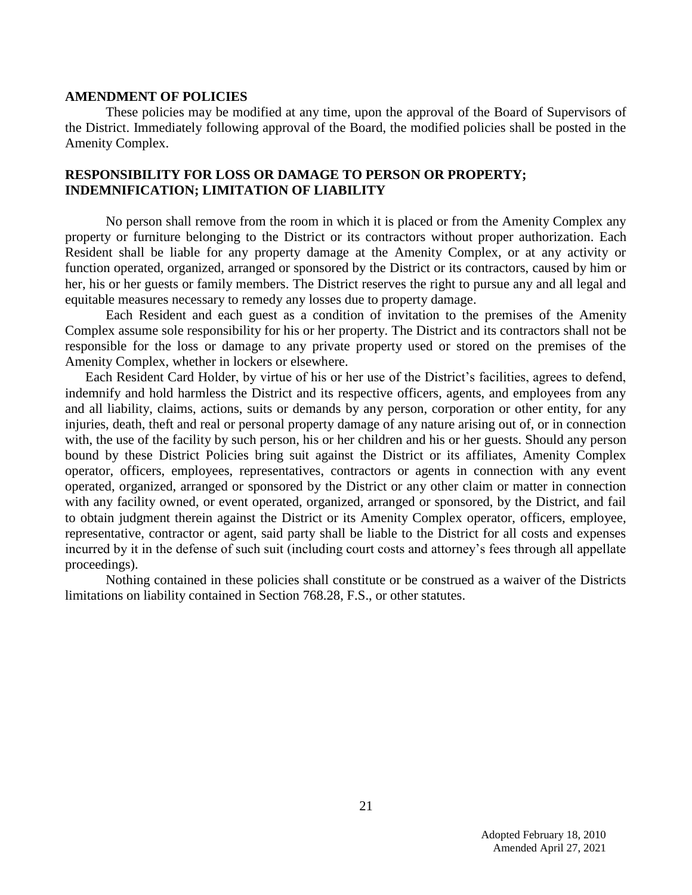**AMENDMENT OF POLICIES**

These policies may be modified at any time, upon the approval of the Board of Supervisors of the District. Immediately following approval of the Board, the modified policies shall be posted in the Amenity Complex.

**RESPONSIBILITY FOR LOSS OR DAMAGE TO PERSON OR PROPERTY; INDEMNIFICATION; LIMITATION OF LIABILITY**

No person shall remove from the room in which it is placed or from the Amenity Complex any property or furniture belonging to the District or its contractors without proper authorization. Each Resident shall be liable for any property damage at the Amenity Complex, or at any activity or function operated, organized, arranged or sponsored by the District or its contractors, caused by him or her, his or her guests or family members. The District reserves the right to pursue any and all legal and equitable measures necessary to remedy any losses due to property damage.

Each Resident and each guest as a condition of invitation to the premises of the Amenity Complex assume sole responsibility for his or her property. The District and its contractors shall not be responsible for the loss or damage to any private property used or stored on the premises of the Amenity Complex, whether in lockers or elsewhere.

Each Resident Card Holder, by virtue of his or her use of the District's facilities, agrees to defend, indemnify and hold harmless the District and its respective officers, agents, and employees from any and all liability, claims, actions, suits or demands by any person, corporation or other entity, for any injuries, death, theft and real or personal property damage of any nature arising out of, or in connection with, the use of the facility by such person, his or her children and his or her guests. Should any person bound by these District Policies bring suit against the District or its affiliates, Amenity Complex operator, officers, employees, representatives, contractors or agents in connection with any event operated, organized, arranged or sponsored by the District or any other claim or matter in connection with any facility owned, or event operated, organized, arranged or sponsored, by the District, and fail to obtain judgment therein against the District or its Amenity Complex operator, officers, employee, representative, contractor or agent, said party shall be liable to the District for all costs and expenses incurred by it in the defense of such suit (including court costs and attorney's fees through all appellate proceedings).

Nothing contained in these policies shall constitute or be construed as a waiver of the Districts limitations on liability contained in Section 768.28, F.S., or other statutes.

Adopted February 18, 2010
Amended April 27, 2021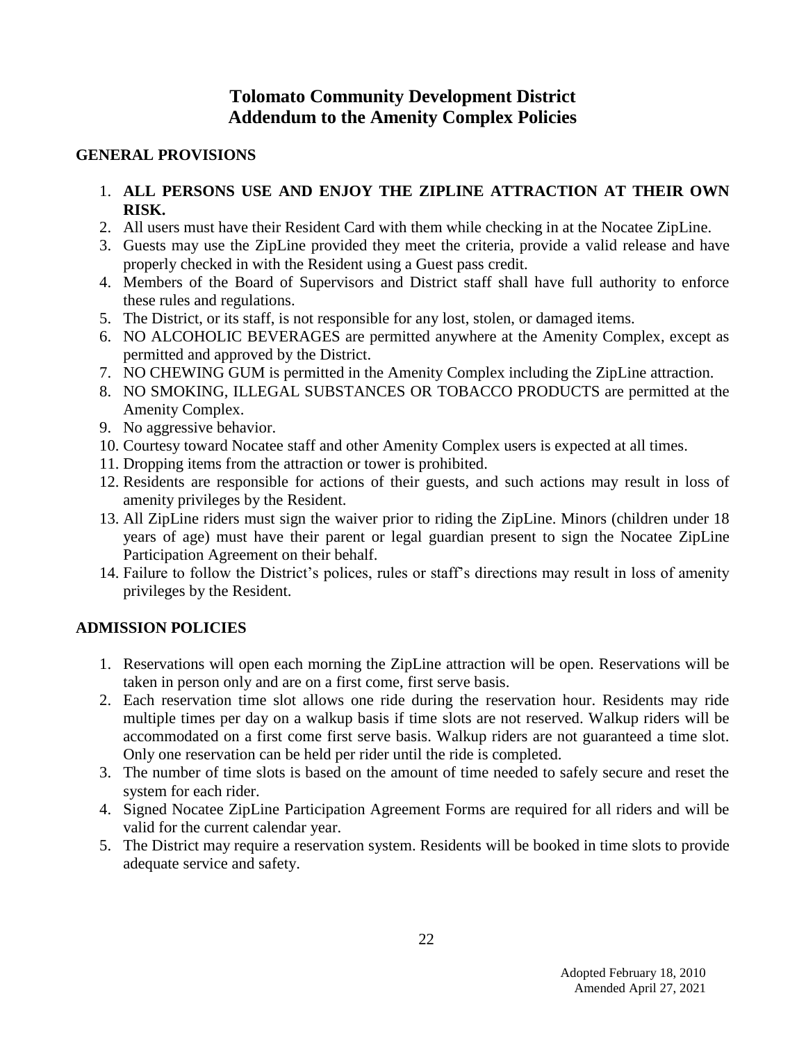# Tolomato Community Development District
# Addendum to the Amenity Complex Policies

## GENERAL PROVISIONS

1. **ALL PERSONS USE AND ENJOY THE ZIPLINE ATTRACTION AT THEIR OWN RISK.**
2. All users must have their Resident Card with them while checking in at the Nocatee ZipLine.
3. Guests may use the ZipLine provided they meet the criteria, provide a valid release and have properly checked in with the Resident using a Guest pass credit.
4. Members of the Board of Supervisors and District staff shall have full authority to enforce these rules and regulations.
5. The District, or its staff, is not responsible for any lost, stolen, or damaged items.
6. NO ALCOHOLIC BEVERAGES are permitted anywhere at the Amenity Complex, except as permitted and approved by the District.
7. NO CHEWING GUM is permitted in the Amenity Complex including the ZipLine attraction.
8. NO SMOKING, ILLEGAL SUBSTANCES OR TOBACCO PRODUCTS are permitted at the Amenity Complex.
9. No aggressive behavior.
10. Courtesy toward Nocatee staff and other Amenity Complex users is expected at all times.
11. Dropping items from the attraction or tower is prohibited.
12. Residents are responsible for actions of their guests, and such actions may result in loss of amenity privileges by the Resident.
13. All ZipLine riders must sign the waiver prior to riding the ZipLine. Minors (children under 18 years of age) must have their parent or legal guardian present to sign the Nocatee ZipLine Participation Agreement on their behalf.
14. Failure to follow the District's polices, rules or staff's directions may result in loss of amenity privileges by the Resident.

## ADMISSION POLICIES

1. Reservations will open each morning the ZipLine attraction will be open. Reservations will be taken in person only and are on a first come, first serve basis.
2. Each reservation time slot allows one ride during the reservation hour. Residents may ride multiple times per day on a walkup basis if time slots are not reserved. Walkup riders will be accommodated on a first come first serve basis. Walkup riders are not guaranteed a time slot. Only one reservation can be held per rider until the ride is completed.
3. The number of time slots is based on the amount of time needed to safely secure and reset the system for each rider.
4. Signed Nocatee ZipLine Participation Agreement Forms are required for all riders and will be valid for the current calendar year.
5. The District may require a reservation system. Residents will be booked in time slots to provide adequate service and safety.

Adopted February 18, 2010
Amended April 27, 2021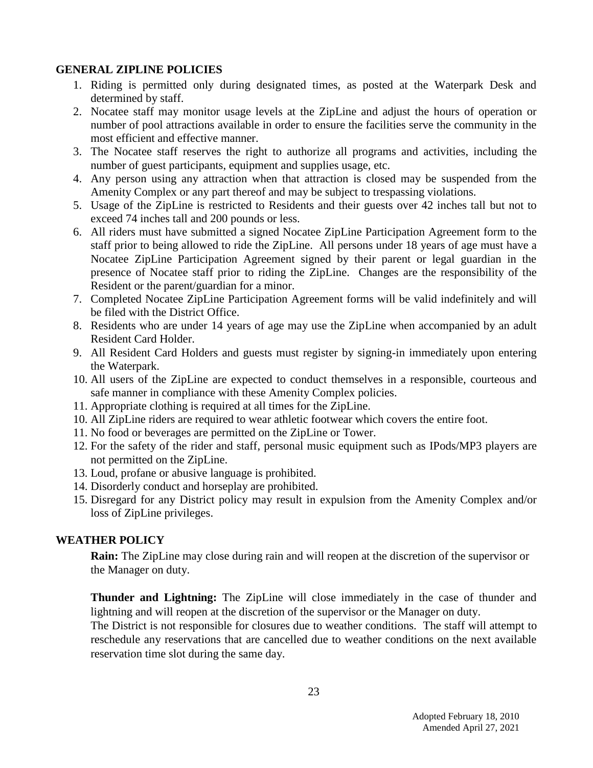### GENERAL ZIPLINE POLICIES

1. Riding is permitted only during designated times, as posted at the Waterpark Desk and determined by staff.
2. Nocatee staff may monitor usage levels at the ZipLine and adjust the hours of operation or number of pool attractions available in order to ensure the facilities serve the community in the most efficient and effective manner.
3. The Nocatee staff reserves the right to authorize all programs and activities, including the number of guest participants, equipment and supplies usage, etc.
4. Any person using any attraction when that attraction is closed may be suspended from the Amenity Complex or any part thereof and may be subject to trespassing violations.
5. Usage of the ZipLine is restricted to Residents and their guests over 42 inches tall but not to exceed 74 inches tall and 200 pounds or less.
6. All riders must have submitted a signed Nocatee ZipLine Participation Agreement form to the staff prior to being allowed to ride the ZipLine. All persons under 18 years of age must have a Nocatee ZipLine Participation Agreement signed by their parent or legal guardian in the presence of Nocatee staff prior to riding the ZipLine. Changes are the responsibility of the Resident or the parent/guardian for a minor.
7. Completed Nocatee ZipLine Participation Agreement forms will be valid indefinitely and will be filed with the District Office.
8. Residents who are under 14 years of age may use the ZipLine when accompanied by an adult Resident Card Holder.
9. All Resident Card Holders and guests must register by signing-in immediately upon entering the Waterpark.
10. All users of the ZipLine are expected to conduct themselves in a responsible, courteous and safe manner in compliance with these Amenity Complex policies.
11. Appropriate clothing is required at all times for the ZipLine.
10. All ZipLine riders are required to wear athletic footwear which covers the entire foot.
11. No food or beverages are permitted on the ZipLine or Tower.
12. For the safety of the rider and staff, personal music equipment such as IPods/MP3 players are not permitted on the ZipLine.
13. Loud, profane or abusive language is prohibited.
14. Disorderly conduct and horseplay are prohibited.
15. Disregard for any District policy may result in expulsion from the Amenity Complex and/or loss of ZipLine privileges.

### WEATHER POLICY

**Rain:** The ZipLine may close during rain and will reopen at the discretion of the supervisor or the Manager on duty.

**Thunder and Lightning:** The ZipLine will close immediately in the case of thunder and lightning and will reopen at the discretion of the supervisor or the Manager on duty.
The District is not responsible for closures due to weather conditions. The staff will attempt to reschedule any reservations that are cancelled due to weather conditions on the next available reservation time slot during the same day.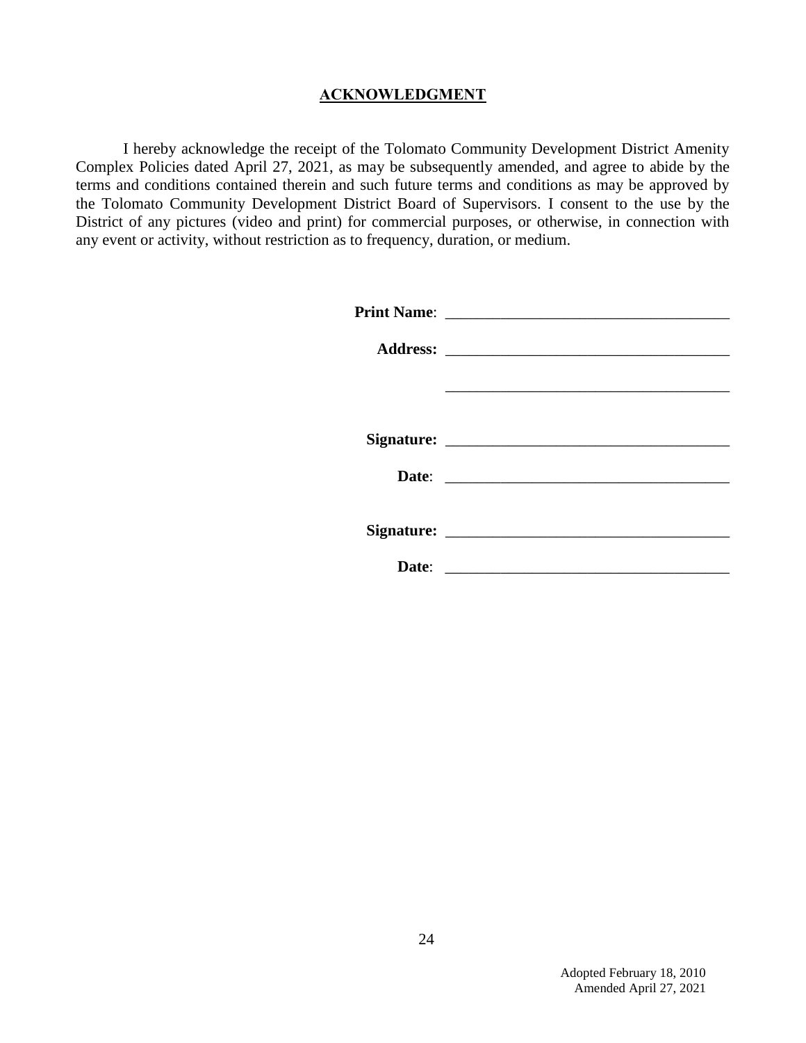## ACKNOWLEDGMENT

I hereby acknowledge the receipt of the Tolomato Community Development District Amenity Complex Policies dated April 27, 2021, as may be subsequently amended, and agree to abide by the terms and conditions contained therein and such future terms and conditions as may be approved by the Tolomato Community Development District Board of Supervisors. I consent to the use by the District of any pictures (video and print) for commercial purposes, or otherwise, in connection with any event or activity, without restriction as to frequency, duration, or medium.

**Print Name**: ____________________________________

**Address:** ____________________________________

____________________________________

**Signature:** ____________________________________

**Date**: ____________________________________

**Signature:** ____________________________________

**Date**: ____________________________________

Adopted February 18, 2010
Amended April 27, 2021